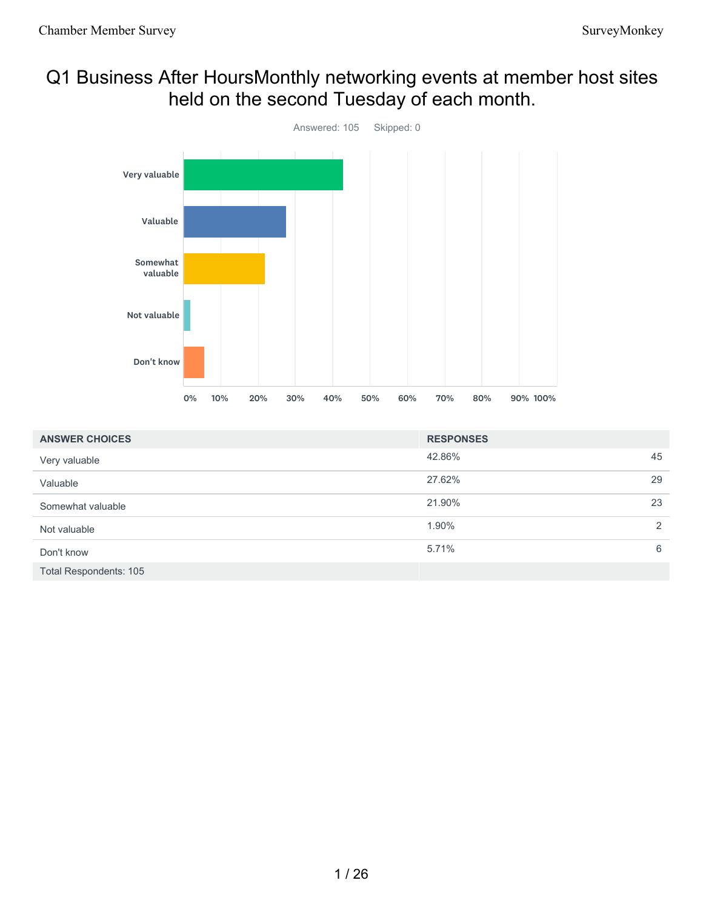# Q1 Business After HoursMonthly networking events at member host sites held on the second Tuesday of each month.

Answered: 105    Skipped: 0

| ANSWER CHOICES | RESPONSES | |
|---|---|---|
| Very valuable | 42.86% | 45 |
| Valuable | 27.62% | 29 |
| Somewhat valuable | 21.90% | 23 |
| Not valuable | 1.90% | 2 |
| Don't know | 5.71% | 6 |
| Total Respondents: 105 | | |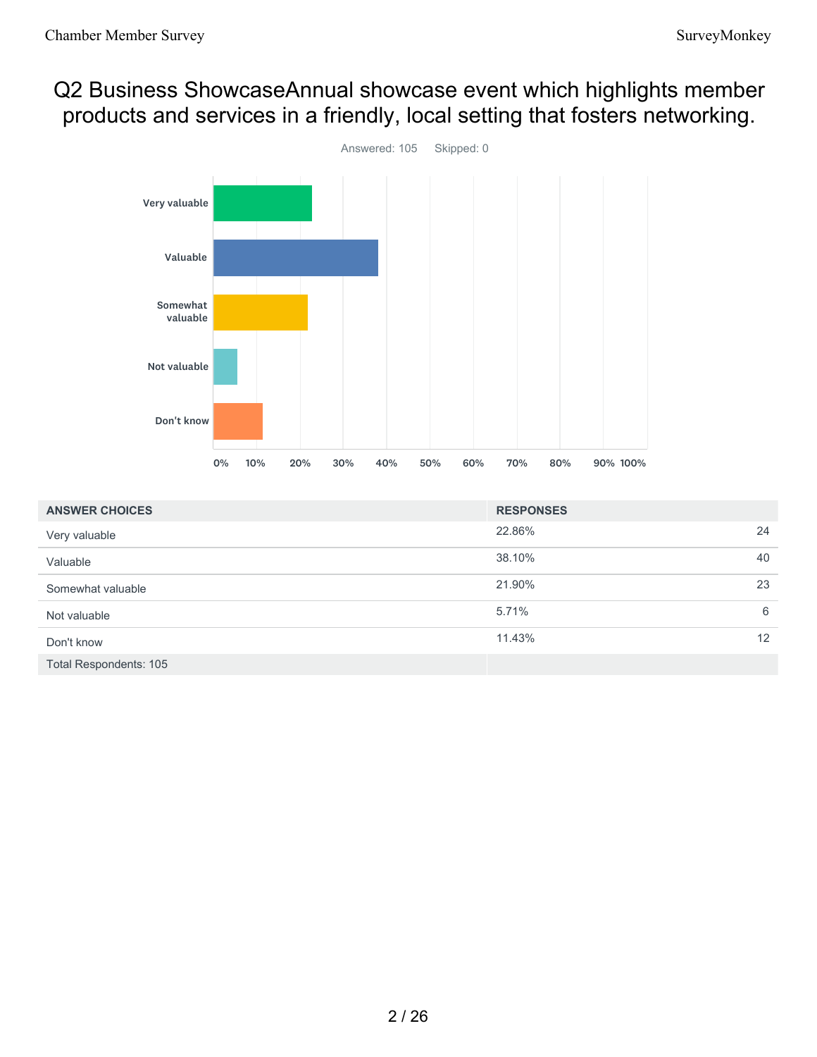# Q2 Business ShowcaseAnnual showcase event which highlights member products and services in a friendly, local setting that fosters networking.

Answered: 105 Skipped: 0

| ANSWER CHOICES | RESPONSES | |
|---|---|---|
| Very valuable | 22.86% | 24 |
| Valuable | 38.10% | 40 |
| Somewhat valuable | 21.90% | 23 |
| Not valuable | 5.71% | 6 |
| Don't know | 11.43% | 12 |
| Total Respondents: 105 | | |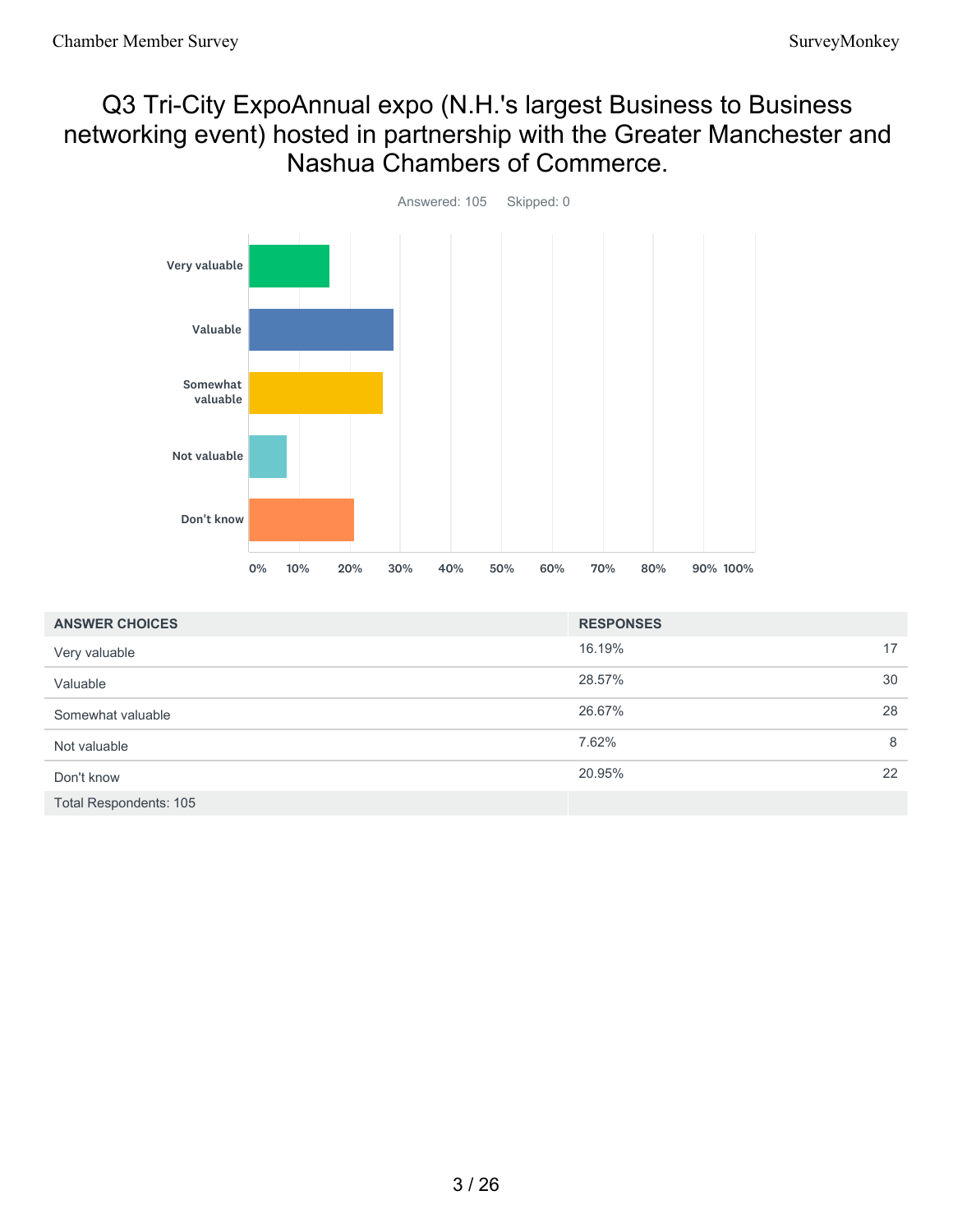# Q3 Tri-City ExpoAnnual expo (N.H.'s largest Business to Business networking event) hosted in partnership with the Greater Manchester and Nashua Chambers of Commerce.

Answered: 105 Skipped: 0

| ANSWER CHOICES | RESPONSES | |
| --- | --- | --- |
| Very valuable | 16.19% | 17 |
| Valuable | 28.57% | 30 |
| Somewhat valuable | 26.67% | 28 |
| Not valuable | 7.62% | 8 |
| Don't know | 20.95% | 22 |
| Total Respondents: 105 | | |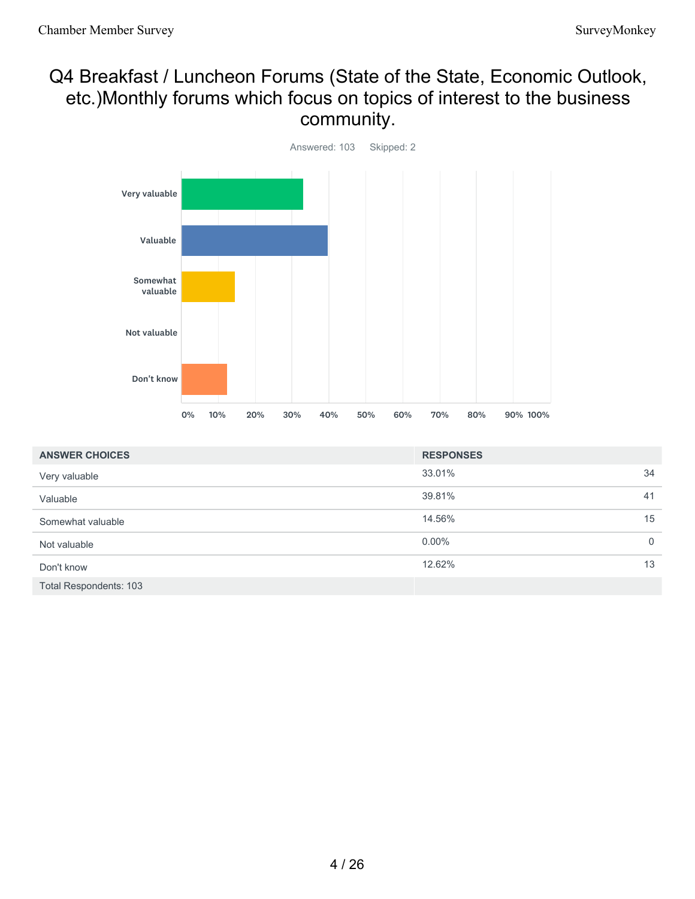# Q4 Breakfast / Luncheon Forums (State of the State, Economic Outlook, etc.)Monthly forums which focus on topics of interest to the business community.

Answered: 103 Skipped: 2

| ANSWER CHOICES | RESPONSES | |
|---|---|---|
| Very valuable | 33.01% | 34 |
| Valuable | 39.81% | 41 |
| Somewhat valuable | 14.56% | 15 |
| Not valuable | 0.00% | 0 |
| Don't know | 12.62% | 13 |
| Total Respondents: 103 | | |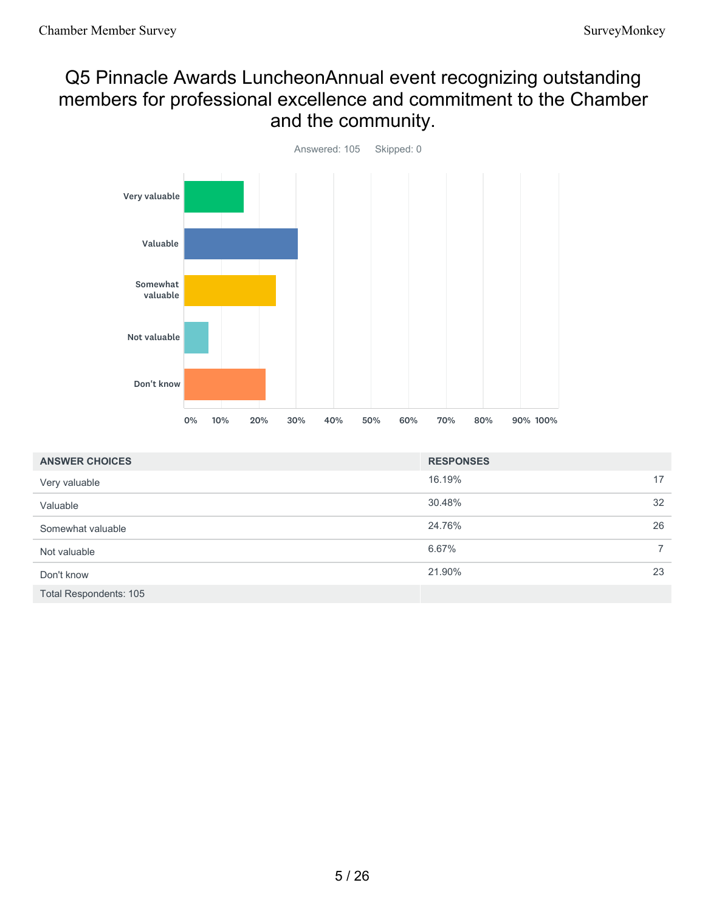# Q5 Pinnacle Awards LuncheonAnnual event recognizing outstanding members for professional excellence and commitment to the Chamber and the community.

Answered: 105 Skipped: 0

| ANSWER CHOICES | RESPONSES | |
|---|---|---|
| Very valuable | 16.19% | 17 |
| Valuable | 30.48% | 32 |
| Somewhat valuable | 24.76% | 26 |
| Not valuable | 6.67% | 7 |
| Don't know | 21.90% | 23 |
| Total Respondents: 105 | | |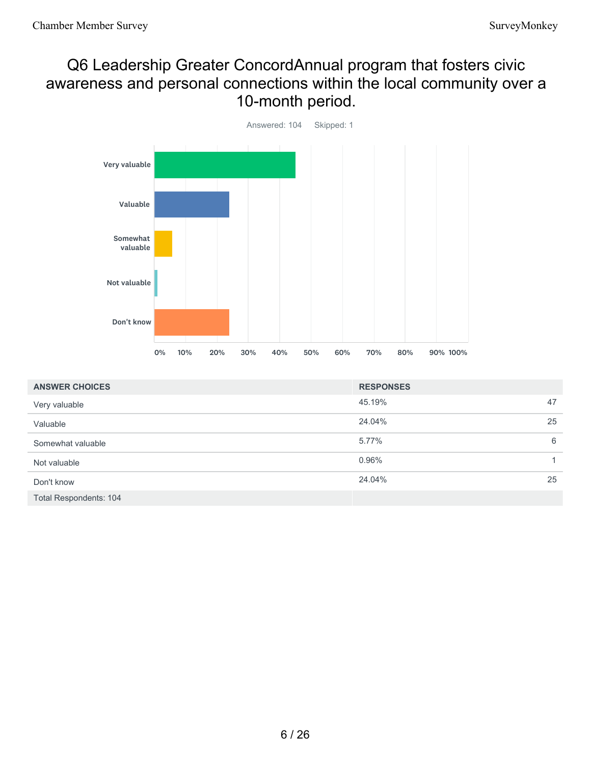# Q6 Leadership Greater ConcordAnnual program that fosters civic awareness and personal connections within the local community over a 10-month period.

Answered: 104 Skipped: 1

| ANSWER CHOICES | RESPONSES | |
|---|---|---|
| Very valuable | 45.19% | 47 |
| Valuable | 24.04% | 25 |
| Somewhat valuable | 5.77% | 6 |
| Not valuable | 0.96% | 1 |
| Don't know | 24.04% | 25 |
| Total Respondents: 104 | | |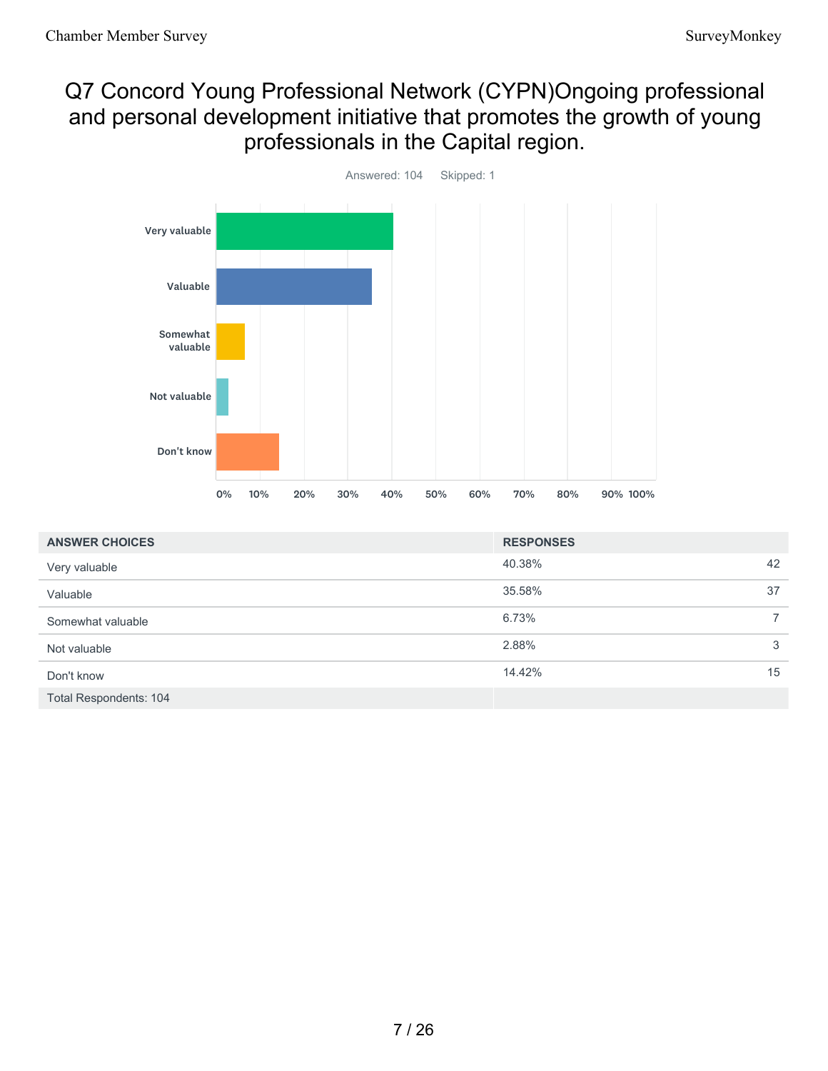# Q7 Concord Young Professional Network (CYPN)Ongoing professional and personal development initiative that promotes the growth of young professionals in the Capital region.

Answered: 104 Skipped: 1

| ANSWER CHOICES | RESPONSES | |
|---|---|---|
| Very valuable | 40.38% | 42 |
| Valuable | 35.58% | 37 |
| Somewhat valuable | 6.73% | 7 |
| Not valuable | 2.88% | 3 |
| Don't know | 14.42% | 15 |
| Total Respondents: 104 | | |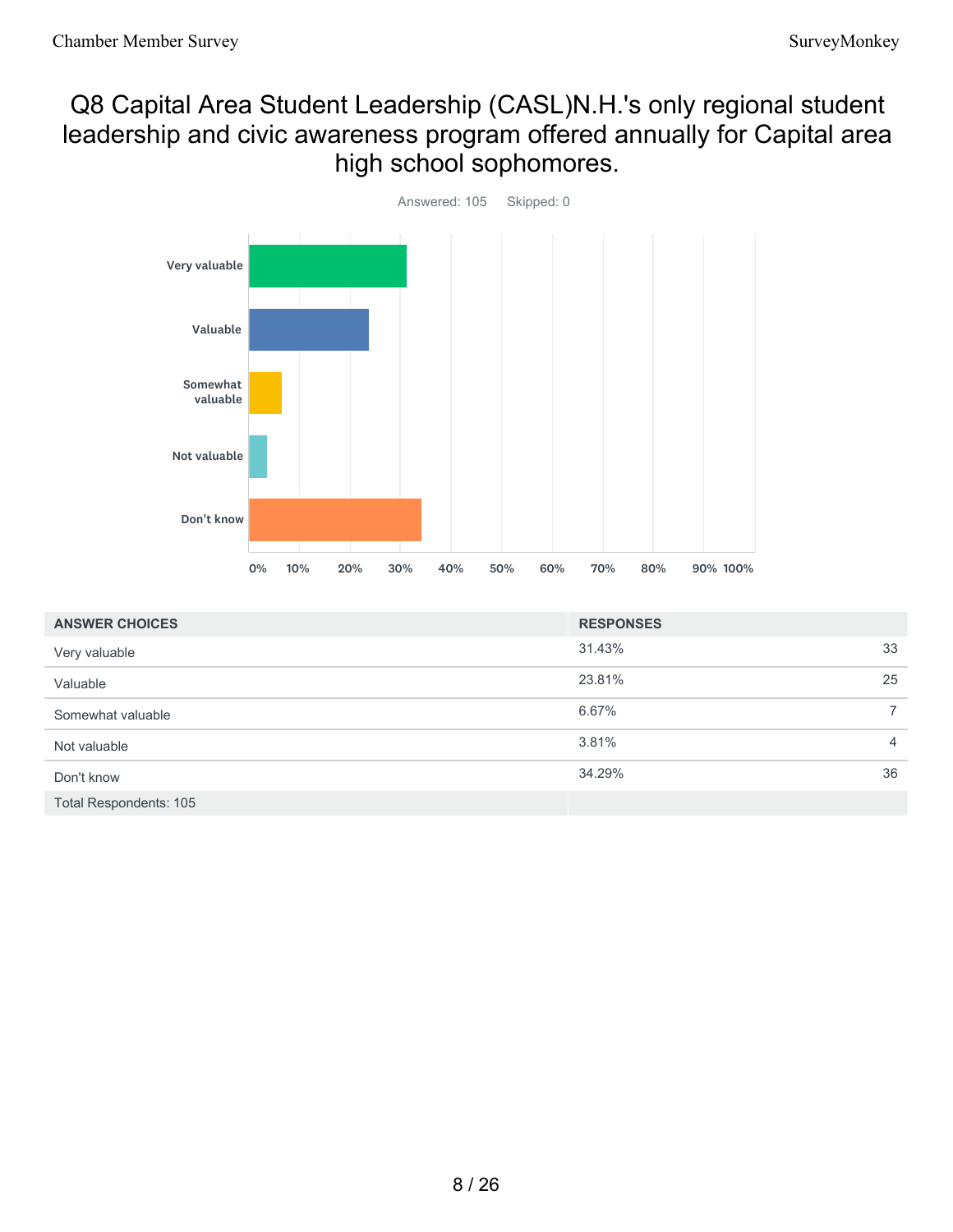# Q8 Capital Area Student Leadership (CASL)N.H.'s only regional student leadership and civic awareness program offered annually for Capital area high school sophomores.

Answered: 105    Skipped: 0

| ANSWER CHOICES | RESPONSES | |
|---|---|---|
| Very valuable | 31.43% | 33 |
| Valuable | 23.81% | 25 |
| Somewhat valuable | 6.67% | 7 |
| Not valuable | 3.81% | 4 |
| Don't know | 34.29% | 36 |
| Total Respondents: 105 | | |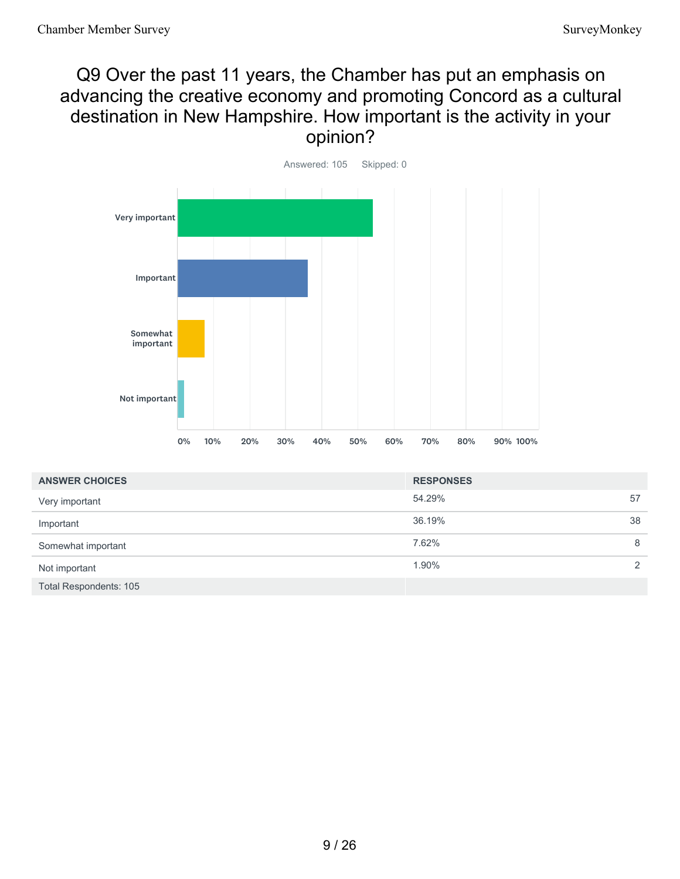## Q9 Over the past 11 years, the Chamber has put an emphasis on advancing the creative economy and promoting Concord as a cultural destination in New Hampshire. How important is the activity in your opinion?

Answered: 105    Skipped: 0

| ANSWER CHOICES | RESPONSES | |
|---|---|---|
| Very important | 54.29% | 57 |
| Important | 36.19% | 38 |
| Somewhat important | 7.62% | 8 |
| Not important | 1.90% | 2 |
| Total Respondents: 105 | | |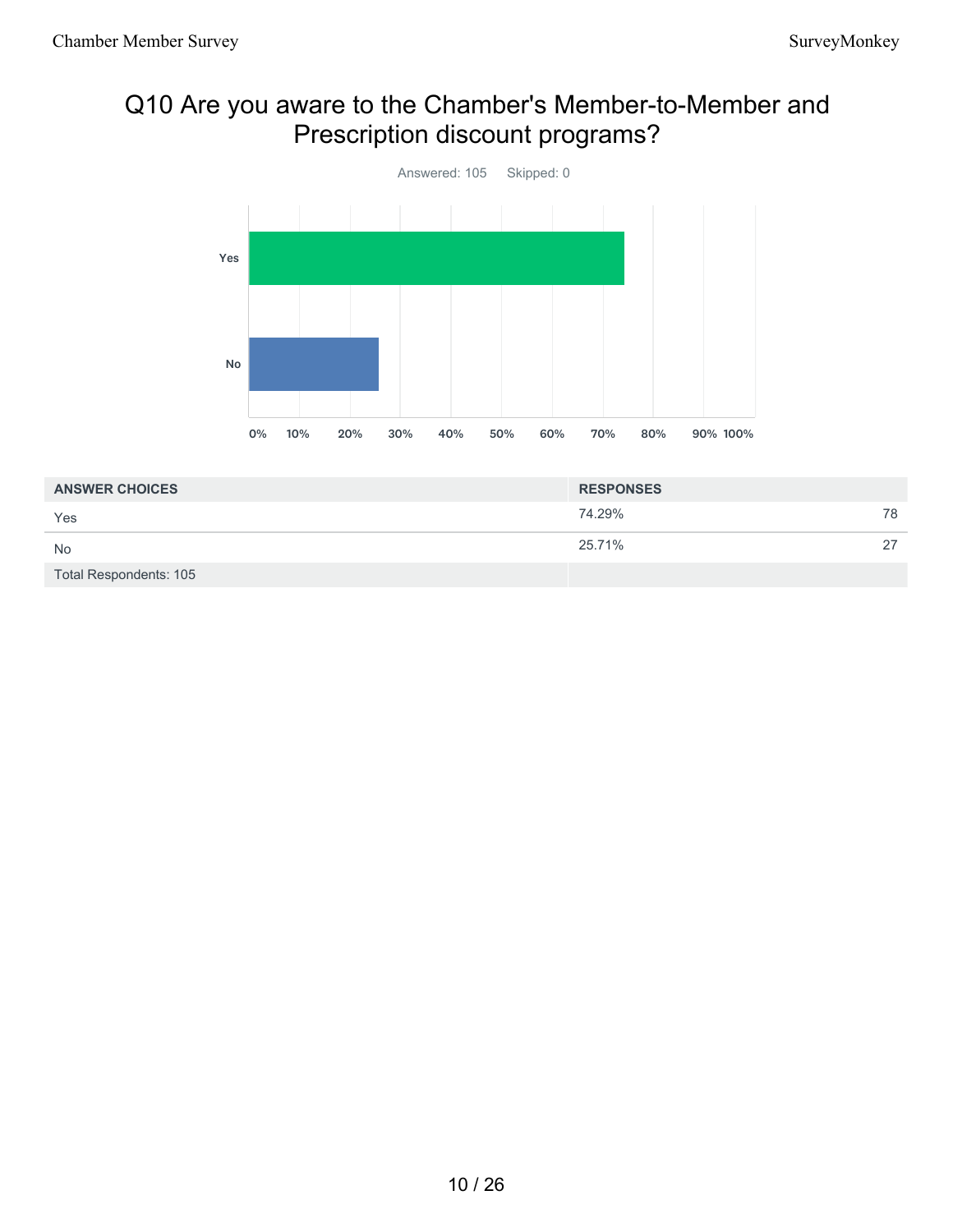# Q10 Are you aware to the Chamber's Member-to-Member and Prescription discount programs?

Answered: 105 Skipped: 0

| ANSWER CHOICES | RESPONSES | |
|---|---|---|
| Yes | 74.29% | 78 |
| No | 25.71% | 27 |
| Total Respondents: 105 | | |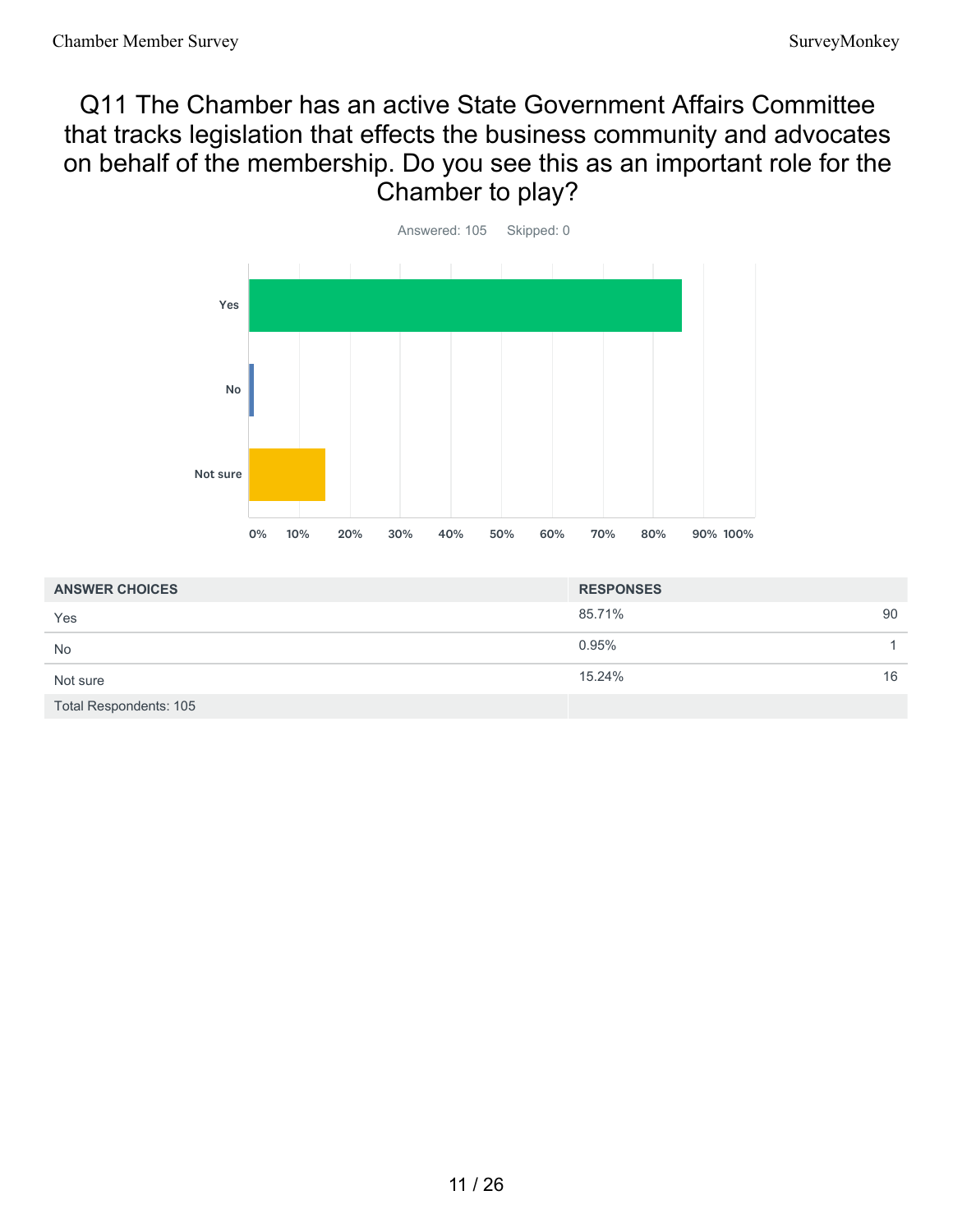# Q11 The Chamber has an active State Government Affairs Committee that tracks legislation that effects the business community and advocates on behalf of the membership. Do you see this as an important role for the Chamber to play?

Answered: 105 Skipped: 0

| ANSWER CHOICES | RESPONSES | |
|---|---|---|
| Yes | 85.71% | 90 |
| No | 0.95% | 1 |
| Not sure | 15.24% | 16 |
| Total Respondents: 105 | | |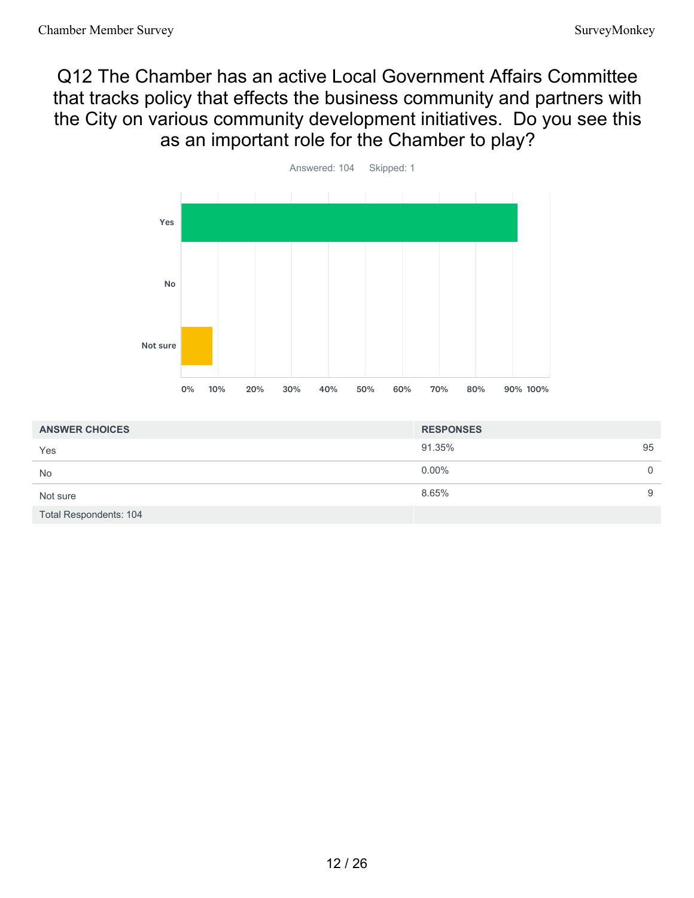# Q12 The Chamber has an active Local Government Affairs Committee that tracks policy that effects the business community and partners with the City on various community development initiatives. Do you see this as an important role for the Chamber to play?

Answered: 104 Skipped: 1

| ANSWER CHOICES | RESPONSES | |
|---|---|---|
| Yes | 91.35% | 95 |
| No | 0.00% | 0 |
| Not sure | 8.65% | 9 |
| Total Respondents: 104 | | |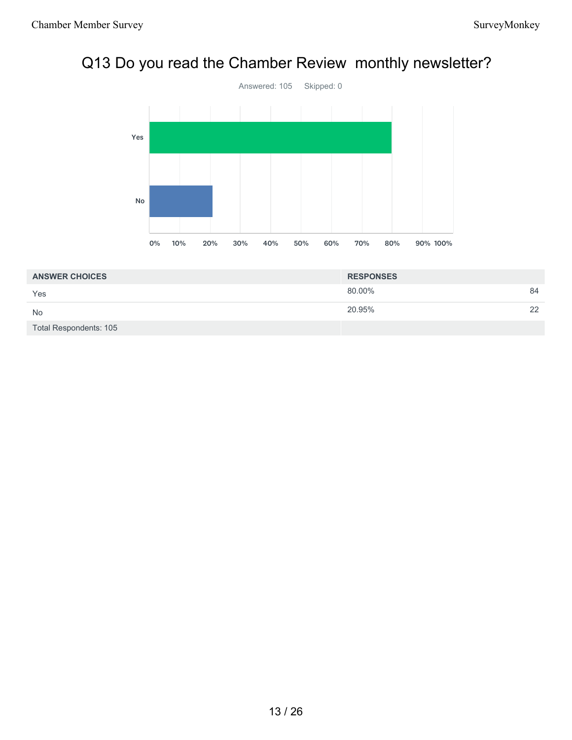# Q13 Do you read the Chamber Review monthly newsletter?

Answered: 105 Skipped: 0

| ANSWER CHOICES | RESPONSES | |
|---|---|---|
| Yes | 80.00% | 84 |
| No | 20.95% | 22 |
| Total Respondents: 105 | | |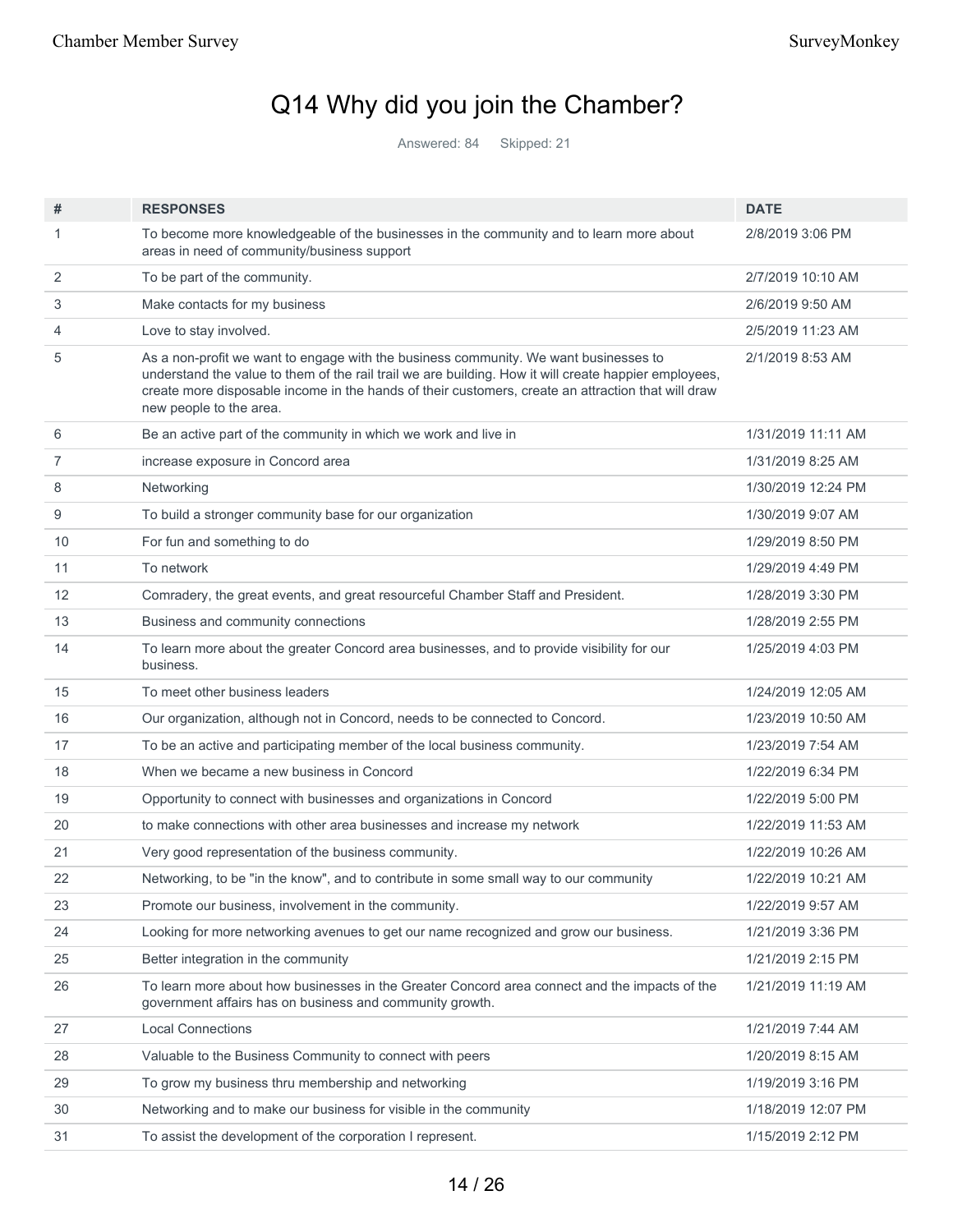# Q14 Why did you join the Chamber?

Answered: 84 Skipped: 21

| # | RESPONSES | DATE |
|---|---|---|
| 1 | To become more knowledgeable of the businesses in the community and to learn more about areas in need of community/business support | 2/8/2019 3:06 PM |
| 2 | To be part of the community. | 2/7/2019 10:10 AM |
| 3 | Make contacts for my business | 2/6/2019 9:50 AM |
| 4 | Love to stay involved. | 2/5/2019 11:23 AM |
| 5 | As a non-profit we want to engage with the business community. We want businesses to understand the value to them of the rail trail we are building. How it will create happier employees, create more disposable income in the hands of their customers, create an attraction that will draw new people to the area. | 2/1/2019 8:53 AM |
| 6 | Be an active part of the community in which we work and live in | 1/31/2019 11:11 AM |
| 7 | increase exposure in Concord area | 1/31/2019 8:25 AM |
| 8 | Networking | 1/30/2019 12:24 PM |
| 9 | To build a stronger community base for our organization | 1/30/2019 9:07 AM |
| 10 | For fun and something to do | 1/29/2019 8:50 PM |
| 11 | To network | 1/29/2019 4:49 PM |
| 12 | Comradery, the great events, and great resourceful Chamber Staff and President. | 1/28/2019 3:30 PM |
| 13 | Business and community connections | 1/28/2019 2:55 PM |
| 14 | To learn more about the greater Concord area businesses, and to provide visibility for our business. | 1/25/2019 4:03 PM |
| 15 | To meet other business leaders | 1/24/2019 12:05 AM |
| 16 | Our organization, although not in Concord, needs to be connected to Concord. | 1/23/2019 10:50 AM |
| 17 | To be an active and participating member of the local business community. | 1/23/2019 7:54 AM |
| 18 | When we became a new business in Concord | 1/22/2019 6:34 PM |
| 19 | Opportunity to connect with businesses and organizations in Concord | 1/22/2019 5:00 PM |
| 20 | to make connections with other area businesses and increase my network | 1/22/2019 11:53 AM |
| 21 | Very good representation of the business community. | 1/22/2019 10:26 AM |
| 22 | Networking, to be "in the know", and to contribute in some small way to our community | 1/22/2019 10:21 AM |
| 23 | Promote our business, involvement in the community. | 1/22/2019 9:57 AM |
| 24 | Looking for more networking avenues to get our name recognized and grow our business. | 1/21/2019 3:36 PM |
| 25 | Better integration in the community | 1/21/2019 2:15 PM |
| 26 | To learn more about how businesses in the Greater Concord area connect and the impacts of the government affairs has on business and community growth. | 1/21/2019 11:19 AM |
| 27 | Local Connections | 1/21/2019 7:44 AM |
| 28 | Valuable to the Business Community to connect with peers | 1/20/2019 8:15 AM |
| 29 | To grow my business thru membership and networking | 1/19/2019 3:16 PM |
| 30 | Networking and to make our business for visible in the community | 1/18/2019 12:07 PM |
| 31 | To assist the development of the corporation I represent. | 1/15/2019 2:12 PM |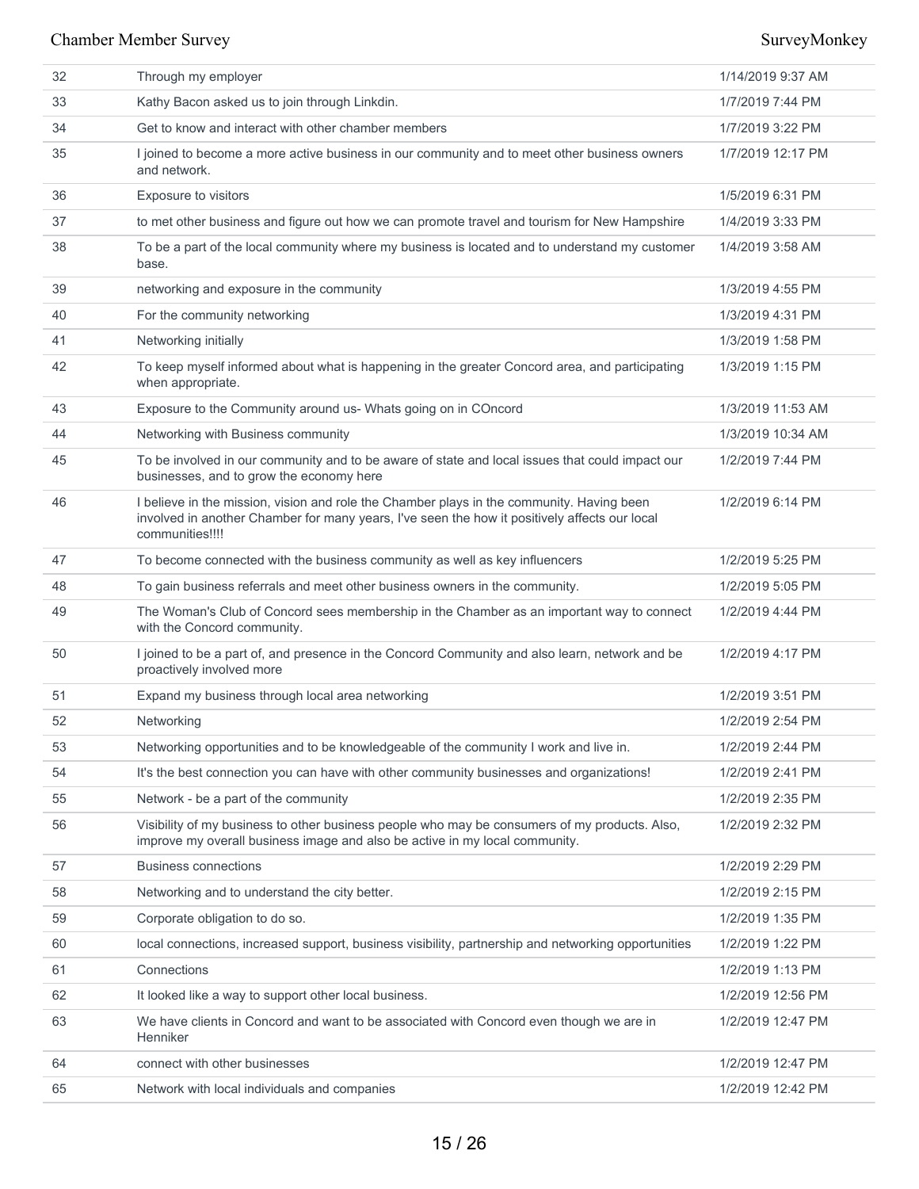| | | |
|---|---|---|
| 32 | Through my employer | 1/14/2019 9:37 AM |
| 33 | Kathy Bacon asked us to join through Linkdin. | 1/7/2019 7:44 PM |
| 34 | Get to know and interact with other chamber members | 1/7/2019 3:22 PM |
| 35 | I joined to become a more active business in our community and to meet other business owners and network. | 1/7/2019 12:17 PM |
| 36 | Exposure to visitors | 1/5/2019 6:31 PM |
| 37 | to met other business and figure out how we can promote travel and tourism for New Hampshire | 1/4/2019 3:33 PM |
| 38 | To be a part of the local community where my business is located and to understand my customer base. | 1/4/2019 3:58 AM |
| 39 | networking and exposure in the community | 1/3/2019 4:55 PM |
| 40 | For the community networking | 1/3/2019 4:31 PM |
| 41 | Networking initially | 1/3/2019 1:58 PM |
| 42 | To keep myself informed about what is happening in the greater Concord area, and participating when appropriate. | 1/3/2019 1:15 PM |
| 43 | Exposure to the Community around us- Whats going on in COncord | 1/3/2019 11:53 AM |
| 44 | Networking with Business community | 1/3/2019 10:34 AM |
| 45 | To be involved in our community and to be aware of state and local issues that could impact our businesses, and to grow the economy here | 1/2/2019 7:44 PM |
| 46 | I believe in the mission, vision and role the Chamber plays in the community. Having been involved in another Chamber for many years, I've seen the how it positively affects our local communities!!!! | 1/2/2019 6:14 PM |
| 47 | To become connected with the business community as well as key influencers | 1/2/2019 5:25 PM |
| 48 | To gain business referrals and meet other business owners in the community. | 1/2/2019 5:05 PM |
| 49 | The Woman's Club of Concord sees membership in the Chamber as an important way to connect with the Concord community. | 1/2/2019 4:44 PM |
| 50 | I joined to be a part of, and presence in the Concord Community and also learn, network and be proactively involved more | 1/2/2019 4:17 PM |
| 51 | Expand my business through local area networking | 1/2/2019 3:51 PM |
| 52 | Networking | 1/2/2019 2:54 PM |
| 53 | Networking opportunities and to be knowledgeable of the community I work and live in. | 1/2/2019 2:44 PM |
| 54 | It's the best connection you can have with other community businesses and organizations! | 1/2/2019 2:41 PM |
| 55 | Network - be a part of the community | 1/2/2019 2:35 PM |
| 56 | Visibility of my business to other business people who may be consumers of my products. Also, improve my overall business image and also be active in my local community. | 1/2/2019 2:32 PM |
| 57 | Business connections | 1/2/2019 2:29 PM |
| 58 | Networking and to understand the city better. | 1/2/2019 2:15 PM |
| 59 | Corporate obligation to do so. | 1/2/2019 1:35 PM |
| 60 | local connections, increased support, business visibility, partnership and networking opportunities | 1/2/2019 1:22 PM |
| 61 | Connections | 1/2/2019 1:13 PM |
| 62 | It looked like a way to support other local business. | 1/2/2019 12:56 PM |
| 63 | We have clients in Concord and want to be associated with Concord even though we are in Henniker | 1/2/2019 12:47 PM |
| 64 | connect with other businesses | 1/2/2019 12:47 PM |
| 65 | Network with local individuals and companies | 1/2/2019 12:42 PM |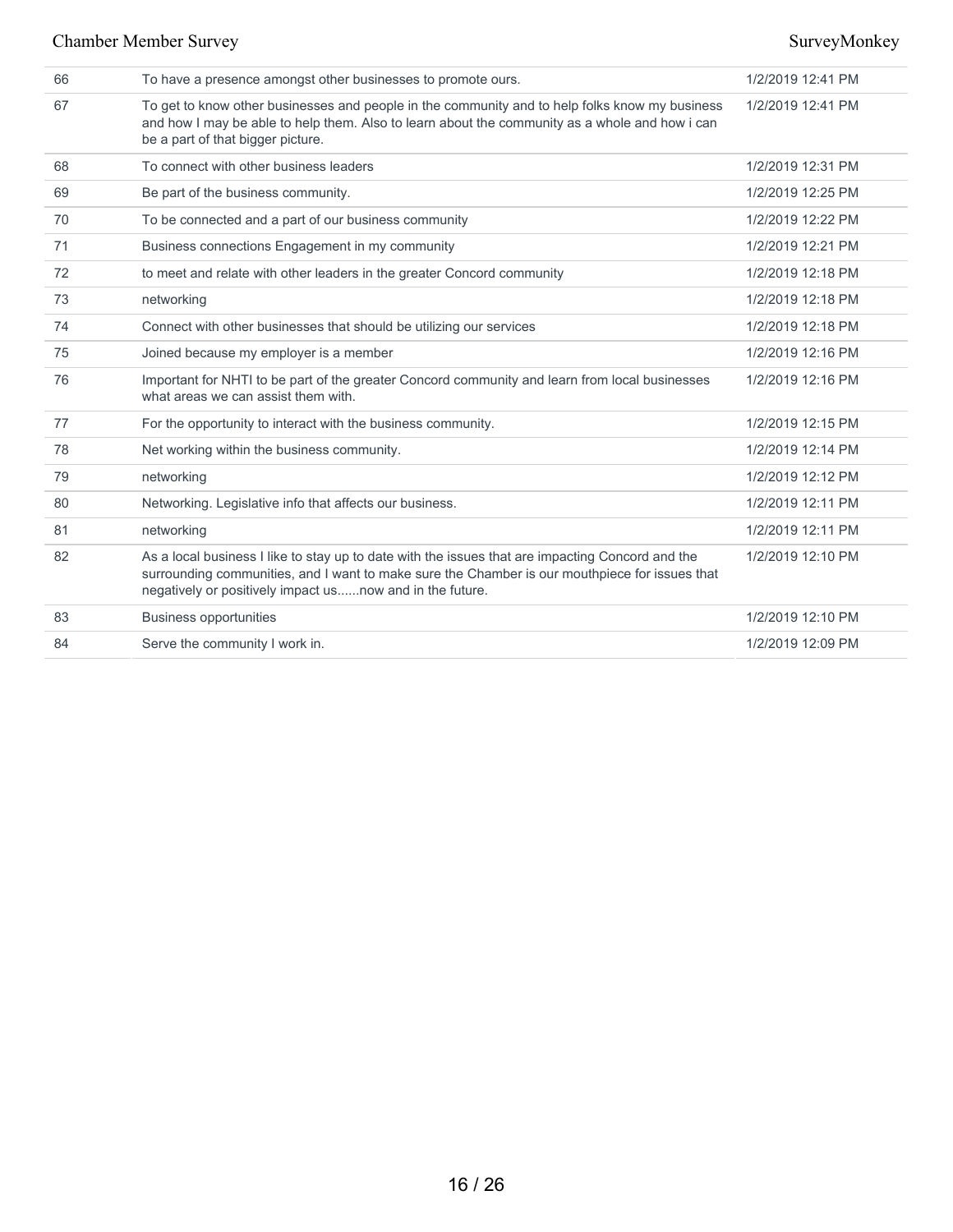| | | |
|---|---|---|
| 66 | To have a presence amongst other businesses to promote ours. | 1/2/2019 12:41 PM |
| 67 | To get to know other businesses and people in the community and to help folks know my business and how I may be able to help them. Also to learn about the community as a whole and how i can be a part of that bigger picture. | 1/2/2019 12:41 PM |
| 68 | To connect with other business leaders | 1/2/2019 12:31 PM |
| 69 | Be part of the business community. | 1/2/2019 12:25 PM |
| 70 | To be connected and a part of our business community | 1/2/2019 12:22 PM |
| 71 | Business connections Engagement in my community | 1/2/2019 12:21 PM |
| 72 | to meet and relate with other leaders in the greater Concord community | 1/2/2019 12:18 PM |
| 73 | networking | 1/2/2019 12:18 PM |
| 74 | Connect with other businesses that should be utilizing our services | 1/2/2019 12:18 PM |
| 75 | Joined because my employer is a member | 1/2/2019 12:16 PM |
| 76 | Important for NHTI to be part of the greater Concord community and learn from local businesses what areas we can assist them with. | 1/2/2019 12:16 PM |
| 77 | For the opportunity to interact with the business community. | 1/2/2019 12:15 PM |
| 78 | Net working within the business community. | 1/2/2019 12:14 PM |
| 79 | networking | 1/2/2019 12:12 PM |
| 80 | Networking. Legislative info that affects our business. | 1/2/2019 12:11 PM |
| 81 | networking | 1/2/2019 12:11 PM |
| 82 | As a local business I like to stay up to date with the issues that are impacting Concord and the surrounding communities, and I want to make sure the Chamber is our mouthpiece for issues that negatively or positively impact us......now and in the future. | 1/2/2019 12:10 PM |
| 83 | Business opportunities | 1/2/2019 12:10 PM |
| 84 | Serve the community I work in. | 1/2/2019 12:09 PM |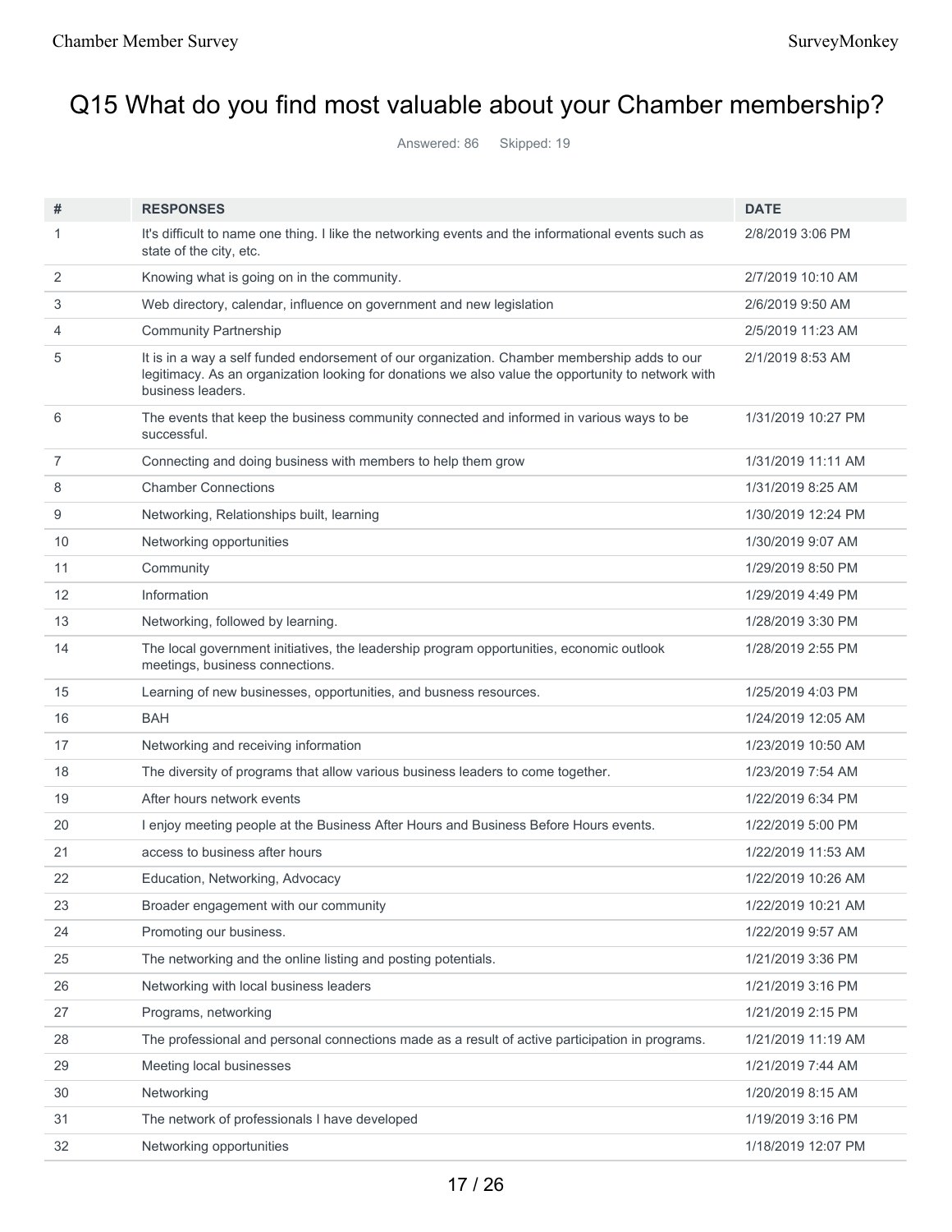# Q15 What do you find most valuable about your Chamber membership?

Answered: 86 Skipped: 19

| # | RESPONSES | DATE |
|---|---|---|
| 1 | It's difficult to name one thing. I like the networking events and the informational events such as state of the city, etc. | 2/8/2019 3:06 PM |
| 2 | Knowing what is going on in the community. | 2/7/2019 10:10 AM |
| 3 | Web directory, calendar, influence on government and new legislation | 2/6/2019 9:50 AM |
| 4 | Community Partnership | 2/5/2019 11:23 AM |
| 5 | It is in a way a self funded endorsement of our organization. Chamber membership adds to our legitimacy. As an organization looking for donations we also value the opportunity to network with business leaders. | 2/1/2019 8:53 AM |
| 6 | The events that keep the business community connected and informed in various ways to be successful. | 1/31/2019 10:27 PM |
| 7 | Connecting and doing business with members to help them grow | 1/31/2019 11:11 AM |
| 8 | Chamber Connections | 1/31/2019 8:25 AM |
| 9 | Networking, Relationships built, learning | 1/30/2019 12:24 PM |
| 10 | Networking opportunities | 1/30/2019 9:07 AM |
| 11 | Community | 1/29/2019 8:50 PM |
| 12 | Information | 1/29/2019 4:49 PM |
| 13 | Networking, followed by learning. | 1/28/2019 3:30 PM |
| 14 | The local government initiatives, the leadership program opportunities, economic outlook meetings, business connections. | 1/28/2019 2:55 PM |
| 15 | Learning of new businesses, opportunities, and busness resources. | 1/25/2019 4:03 PM |
| 16 | BAH | 1/24/2019 12:05 AM |
| 17 | Networking and receiving information | 1/23/2019 10:50 AM |
| 18 | The diversity of programs that allow various business leaders to come together. | 1/23/2019 7:54 AM |
| 19 | After hours network events | 1/22/2019 6:34 PM |
| 20 | I enjoy meeting people at the Business After Hours and Business Before Hours events. | 1/22/2019 5:00 PM |
| 21 | access to business after hours | 1/22/2019 11:53 AM |
| 22 | Education, Networking, Advocacy | 1/22/2019 10:26 AM |
| 23 | Broader engagement with our community | 1/22/2019 10:21 AM |
| 24 | Promoting our business. | 1/22/2019 9:57 AM |
| 25 | The networking and the online listing and posting potentials. | 1/21/2019 3:36 PM |
| 26 | Networking with local business leaders | 1/21/2019 3:16 PM |
| 27 | Programs, networking | 1/21/2019 2:15 PM |
| 28 | The professional and personal connections made as a result of active participation in programs. | 1/21/2019 11:19 AM |
| 29 | Meeting local businesses | 1/21/2019 7:44 AM |
| 30 | Networking | 1/20/2019 8:15 AM |
| 31 | The network of professionals I have developed | 1/19/2019 3:16 PM |
| 32 | Networking opportunities | 1/18/2019 12:07 PM |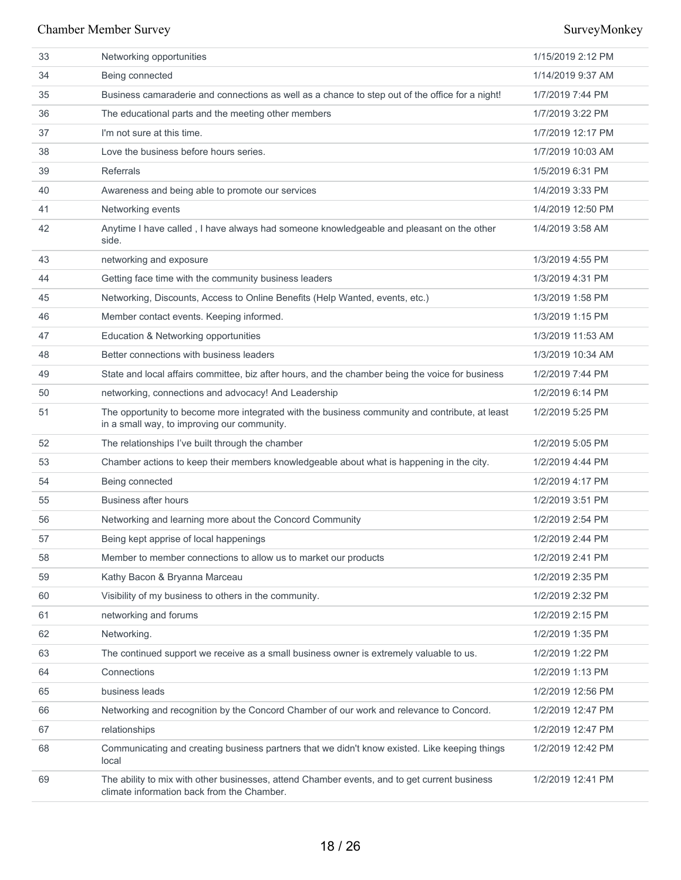| | | |
|---|---|---|
| 33 | Networking opportunities | 1/15/2019 2:12 PM |
| 34 | Being connected | 1/14/2019 9:37 AM |
| 35 | Business camaraderie and connections as well as a chance to step out of the office for a night! | 1/7/2019 7:44 PM |
| 36 | The educational parts and the meeting other members | 1/7/2019 3:22 PM |
| 37 | I'm not sure at this time. | 1/7/2019 12:17 PM |
| 38 | Love the business before hours series. | 1/7/2019 10:03 AM |
| 39 | Referrals | 1/5/2019 6:31 PM |
| 40 | Awareness and being able to promote our services | 1/4/2019 3:33 PM |
| 41 | Networking events | 1/4/2019 12:50 PM |
| 42 | Anytime I have called , I have always had someone knowledgeable and pleasant on the other side. | 1/4/2019 3:58 AM |
| 43 | networking and exposure | 1/3/2019 4:55 PM |
| 44 | Getting face time with the community business leaders | 1/3/2019 4:31 PM |
| 45 | Networking, Discounts, Access to Online Benefits (Help Wanted, events, etc.) | 1/3/2019 1:58 PM |
| 46 | Member contact events. Keeping informed. | 1/3/2019 1:15 PM |
| 47 | Education & Networking opportunities | 1/3/2019 11:53 AM |
| 48 | Better connections with business leaders | 1/3/2019 10:34 AM |
| 49 | State and local affairs committee, biz after hours, and the chamber being the voice for business | 1/2/2019 7:44 PM |
| 50 | networking, connections and advocacy! And Leadership | 1/2/2019 6:14 PM |
| 51 | The opportunity to become more integrated with the business community and contribute, at least in a small way, to improving our community. | 1/2/2019 5:25 PM |
| 52 | The relationships I've built through the chamber | 1/2/2019 5:05 PM |
| 53 | Chamber actions to keep their members knowledgeable about what is happening in the city. | 1/2/2019 4:44 PM |
| 54 | Being connected | 1/2/2019 4:17 PM |
| 55 | Business after hours | 1/2/2019 3:51 PM |
| 56 | Networking and learning more about the Concord Community | 1/2/2019 2:54 PM |
| 57 | Being kept apprise of local happenings | 1/2/2019 2:44 PM |
| 58 | Member to member connections to allow us to market our products | 1/2/2019 2:41 PM |
| 59 | Kathy Bacon & Bryanna Marceau | 1/2/2019 2:35 PM |
| 60 | Visibility of my business to others in the community. | 1/2/2019 2:32 PM |
| 61 | networking and forums | 1/2/2019 2:15 PM |
| 62 | Networking. | 1/2/2019 1:35 PM |
| 63 | The continued support we receive as a small business owner is extremely valuable to us. | 1/2/2019 1:22 PM |
| 64 | Connections | 1/2/2019 1:13 PM |
| 65 | business leads | 1/2/2019 12:56 PM |
| 66 | Networking and recognition by the Concord Chamber of our work and relevance to Concord. | 1/2/2019 12:47 PM |
| 67 | relationships | 1/2/2019 12:47 PM |
| 68 | Communicating and creating business partners that we didn't know existed. Like keeping things local | 1/2/2019 12:42 PM |
| 69 | The ability to mix with other businesses, attend Chamber events, and to get current business climate information back from the Chamber. | 1/2/2019 12:41 PM |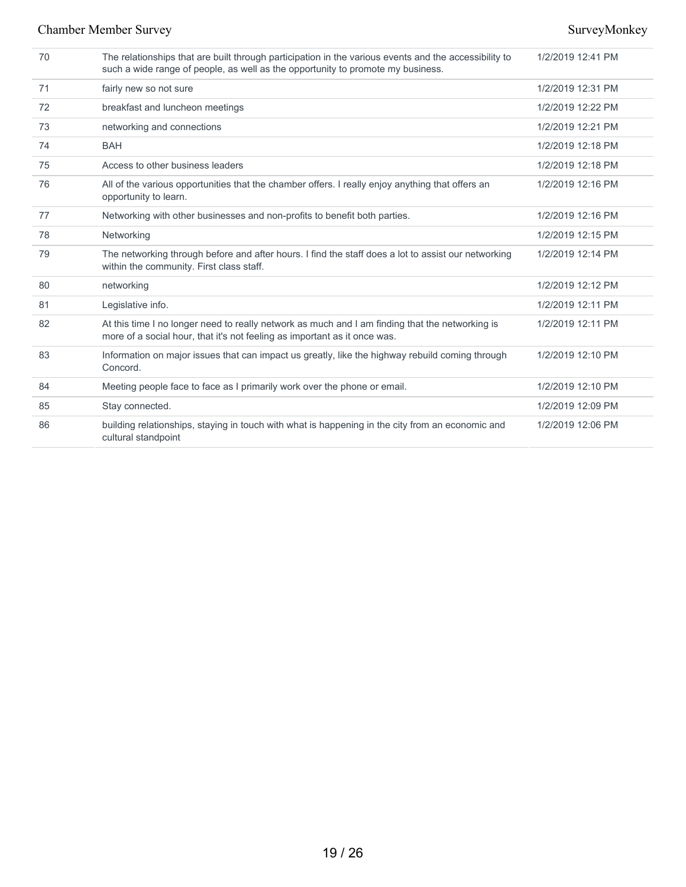| | | |
|---|---|---|
| 70 | The relationships that are built through participation in the various events and the accessibility to such a wide range of people, as well as the opportunity to promote my business. | 1/2/2019 12:41 PM |
| 71 | fairly new so not sure | 1/2/2019 12:31 PM |
| 72 | breakfast and luncheon meetings | 1/2/2019 12:22 PM |
| 73 | networking and connections | 1/2/2019 12:21 PM |
| 74 | BAH | 1/2/2019 12:18 PM |
| 75 | Access to other business leaders | 1/2/2019 12:18 PM |
| 76 | All of the various opportunities that the chamber offers. I really enjoy anything that offers an opportunity to learn. | 1/2/2019 12:16 PM |
| 77 | Networking with other businesses and non-profits to benefit both parties. | 1/2/2019 12:16 PM |
| 78 | Networking | 1/2/2019 12:15 PM |
| 79 | The networking through before and after hours. I find the staff does a lot to assist our networking within the community. First class staff. | 1/2/2019 12:14 PM |
| 80 | networking | 1/2/2019 12:12 PM |
| 81 | Legislative info. | 1/2/2019 12:11 PM |
| 82 | At this time I no longer need to really network as much and I am finding that the networking is more of a social hour, that it's not feeling as important as it once was. | 1/2/2019 12:11 PM |
| 83 | Information on major issues that can impact us greatly, like the highway rebuild coming through Concord. | 1/2/2019 12:10 PM |
| 84 | Meeting people face to face as I primarily work over the phone or email. | 1/2/2019 12:10 PM |
| 85 | Stay connected. | 1/2/2019 12:09 PM |
| 86 | building relationships, staying in touch with what is happening in the city from an economic and cultural standpoint | 1/2/2019 12:06 PM |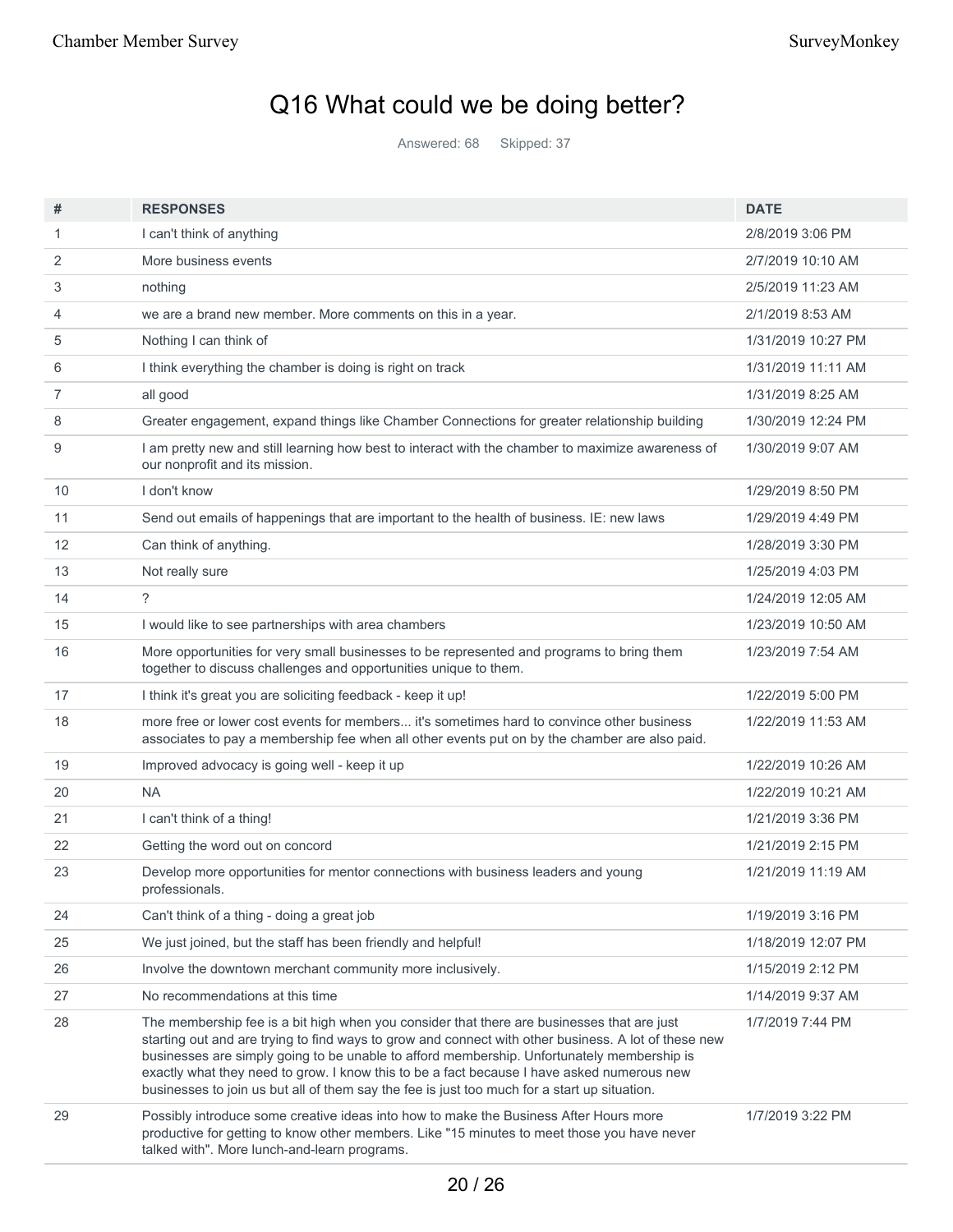# Q16 What could we be doing better?

Answered: 68 Skipped: 37

| # | RESPONSES | DATE |
|---|---|---|
| 1 | I can't think of anything | 2/8/2019 3:06 PM |
| 2 | More business events | 2/7/2019 10:10 AM |
| 3 | nothing | 2/5/2019 11:23 AM |
| 4 | we are a brand new member. More comments on this in a year. | 2/1/2019 8:53 AM |
| 5 | Nothing I can think of | 1/31/2019 10:27 PM |
| 6 | I think everything the chamber is doing is right on track | 1/31/2019 11:11 AM |
| 7 | all good | 1/31/2019 8:25 AM |
| 8 | Greater engagement, expand things like Chamber Connections for greater relationship building | 1/30/2019 12:24 PM |
| 9 | I am pretty new and still learning how best to interact with the chamber to maximize awareness of our nonprofit and its mission. | 1/30/2019 9:07 AM |
| 10 | I don't know | 1/29/2019 8:50 PM |
| 11 | Send out emails of happenings that are important to the health of business. IE: new laws | 1/29/2019 4:49 PM |
| 12 | Can think of anything. | 1/28/2019 3:30 PM |
| 13 | Not really sure | 1/25/2019 4:03 PM |
| 14 | ? | 1/24/2019 12:05 AM |
| 15 | I would like to see partnerships with area chambers | 1/23/2019 10:50 AM |
| 16 | More opportunities for very small businesses to be represented and programs to bring them together to discuss challenges and opportunities unique to them. | 1/23/2019 7:54 AM |
| 17 | I think it's great you are soliciting feedback - keep it up! | 1/22/2019 5:00 PM |
| 18 | more free or lower cost events for members... it's sometimes hard to convince other business associates to pay a membership fee when all other events put on by the chamber are also paid. | 1/22/2019 11:53 AM |
| 19 | Improved advocacy is going well - keep it up | 1/22/2019 10:26 AM |
| 20 | NA | 1/22/2019 10:21 AM |
| 21 | I can't think of a thing! | 1/21/2019 3:36 PM |
| 22 | Getting the word out on concord | 1/21/2019 2:15 PM |
| 23 | Develop more opportunities for mentor connections with business leaders and young professionals. | 1/21/2019 11:19 AM |
| 24 | Can't think of a thing - doing a great job | 1/19/2019 3:16 PM |
| 25 | We just joined, but the staff has been friendly and helpful! | 1/18/2019 12:07 PM |
| 26 | Involve the downtown merchant community more inclusively. | 1/15/2019 2:12 PM |
| 27 | No recommendations at this time | 1/14/2019 9:37 AM |
| 28 | The membership fee is a bit high when you consider that there are businesses that are just starting out and are trying to find ways to grow and connect with other business. A lot of these new businesses are simply going to be unable to afford membership. Unfortunately membership is exactly what they need to grow. I know this to be a fact because I have asked numerous new businesses to join us but all of them say the fee is just too much for a start up situation. | 1/7/2019 7:44 PM |
| 29 | Possibly introduce some creative ideas into how to make the Business After Hours more productive for getting to know other members. Like "15 minutes to meet those you have never talked with". More lunch-and-learn programs. | 1/7/2019 3:22 PM |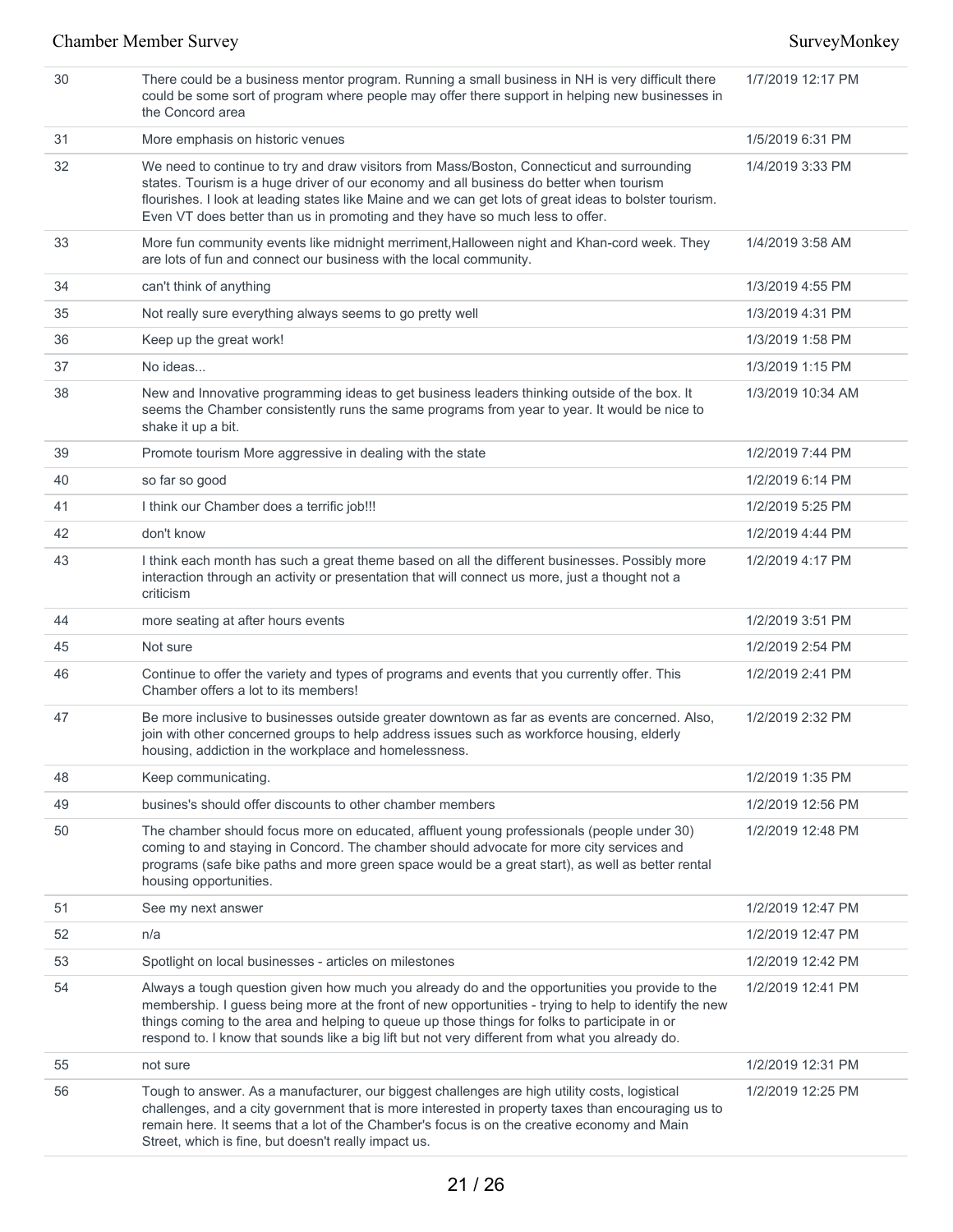| | | |
|---|---|---|
| 30 | There could be a business mentor program. Running a small business in NH is very difficult there could be some sort of program where people may offer there support in helping new businesses in the Concord area | 1/7/2019 12:17 PM |
| 31 | More emphasis on historic venues | 1/5/2019 6:31 PM |
| 32 | We need to continue to try and draw visitors from Mass/Boston, Connecticut and surrounding states. Tourism is a huge driver of our economy and all business do better when tourism flourishes. I look at leading states like Maine and we can get lots of great ideas to bolster tourism. Even VT does better than us in promoting and they have so much less to offer. | 1/4/2019 3:33 PM |
| 33 | More fun community events like midnight merriment,Halloween night and Khan-cord week. They are lots of fun and connect our business with the local community. | 1/4/2019 3:58 AM |
| 34 | can't think of anything | 1/3/2019 4:55 PM |
| 35 | Not really sure everything always seems to go pretty well | 1/3/2019 4:31 PM |
| 36 | Keep up the great work! | 1/3/2019 1:58 PM |
| 37 | No ideas... | 1/3/2019 1:15 PM |
| 38 | New and Innovative programming ideas to get business leaders thinking outside of the box. It seems the Chamber consistently runs the same programs from year to year. It would be nice to shake it up a bit. | 1/3/2019 10:34 AM |
| 39 | Promote tourism More aggressive in dealing with the state | 1/2/2019 7:44 PM |
| 40 | so far so good | 1/2/2019 6:14 PM |
| 41 | I think our Chamber does a terrific job!!! | 1/2/2019 5:25 PM |
| 42 | don't know | 1/2/2019 4:44 PM |
| 43 | I think each month has such a great theme based on all the different businesses. Possibly more interaction through an activity or presentation that will connect us more, just a thought not a criticism | 1/2/2019 4:17 PM |
| 44 | more seating at after hours events | 1/2/2019 3:51 PM |
| 45 | Not sure | 1/2/2019 2:54 PM |
| 46 | Continue to offer the variety and types of programs and events that you currently offer. This Chamber offers a lot to its members! | 1/2/2019 2:41 PM |
| 47 | Be more inclusive to businesses outside greater downtown as far as events are concerned. Also, join with other concerned groups to help address issues such as workforce housing, elderly housing, addiction in the workplace and homelessness. | 1/2/2019 2:32 PM |
| 48 | Keep communicating. | 1/2/2019 1:35 PM |
| 49 | busines's should offer discounts to other chamber members | 1/2/2019 12:56 PM |
| 50 | The chamber should focus more on educated, affluent young professionals (people under 30) coming to and staying in Concord. The chamber should advocate for more city services and programs (safe bike paths and more green space would be a great start), as well as better rental housing opportunities. | 1/2/2019 12:48 PM |
| 51 | See my next answer | 1/2/2019 12:47 PM |
| 52 | n/a | 1/2/2019 12:47 PM |
| 53 | Spotlight on local businesses - articles on milestones | 1/2/2019 12:42 PM |
| 54 | Always a tough question given how much you already do and the opportunities you provide to the membership. I guess being more at the front of new opportunities - trying to help to identify the new things coming to the area and helping to queue up those things for folks to participate in or respond to. I know that sounds like a big lift but not very different from what you already do. | 1/2/2019 12:41 PM |
| 55 | not sure | 1/2/2019 12:31 PM |
| 56 | Tough to answer. As a manufacturer, our biggest challenges are high utility costs, logistical challenges, and a city government that is more interested in property taxes than encouraging us to remain here. It seems that a lot of the Chamber's focus is on the creative economy and Main Street, which is fine, but doesn't really impact us. | 1/2/2019 12:25 PM |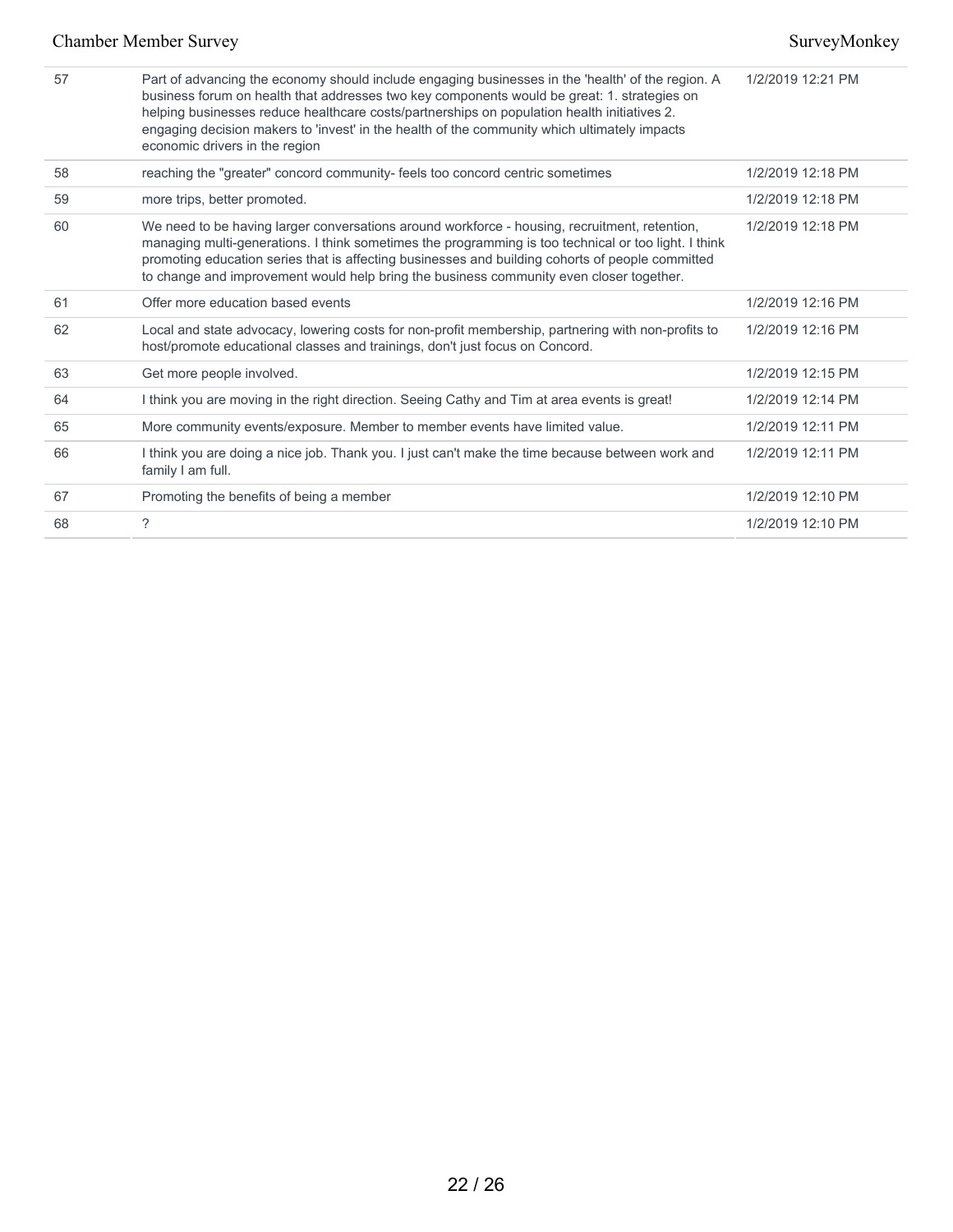| | | |
|---|---|---|
| 57 | Part of advancing the economy should include engaging businesses in the 'health' of the region. A business forum on health that addresses two key components would be great: 1. strategies on helping businesses reduce healthcare costs/partnerships on population health initiatives 2. engaging decision makers to 'invest' in the health of the community which ultimately impacts economic drivers in the region | 1/2/2019 12:21 PM |
| 58 | reaching the "greater" concord community- feels too concord centric sometimes | 1/2/2019 12:18 PM |
| 59 | more trips, better promoted. | 1/2/2019 12:18 PM |
| 60 | We need to be having larger conversations around workforce - housing, recruitment, retention, managing multi-generations. I think sometimes the programming is too technical or too light. I think promoting education series that is affecting businesses and building cohorts of people committed to change and improvement would help bring the business community even closer together. | 1/2/2019 12:18 PM |
| 61 | Offer more education based events | 1/2/2019 12:16 PM |
| 62 | Local and state advocacy, lowering costs for non-profit membership, partnering with non-profits to host/promote educational classes and trainings, don't just focus on Concord. | 1/2/2019 12:16 PM |
| 63 | Get more people involved. | 1/2/2019 12:15 PM |
| 64 | I think you are moving in the right direction. Seeing Cathy and Tim at area events is great! | 1/2/2019 12:14 PM |
| 65 | More community events/exposure. Member to member events have limited value. | 1/2/2019 12:11 PM |
| 66 | I think you are doing a nice job. Thank you. I just can't make the time because between work and family I am full. | 1/2/2019 12:11 PM |
| 67 | Promoting the benefits of being a member | 1/2/2019 12:10 PM |
| 68 | ? | 1/2/2019 12:10 PM |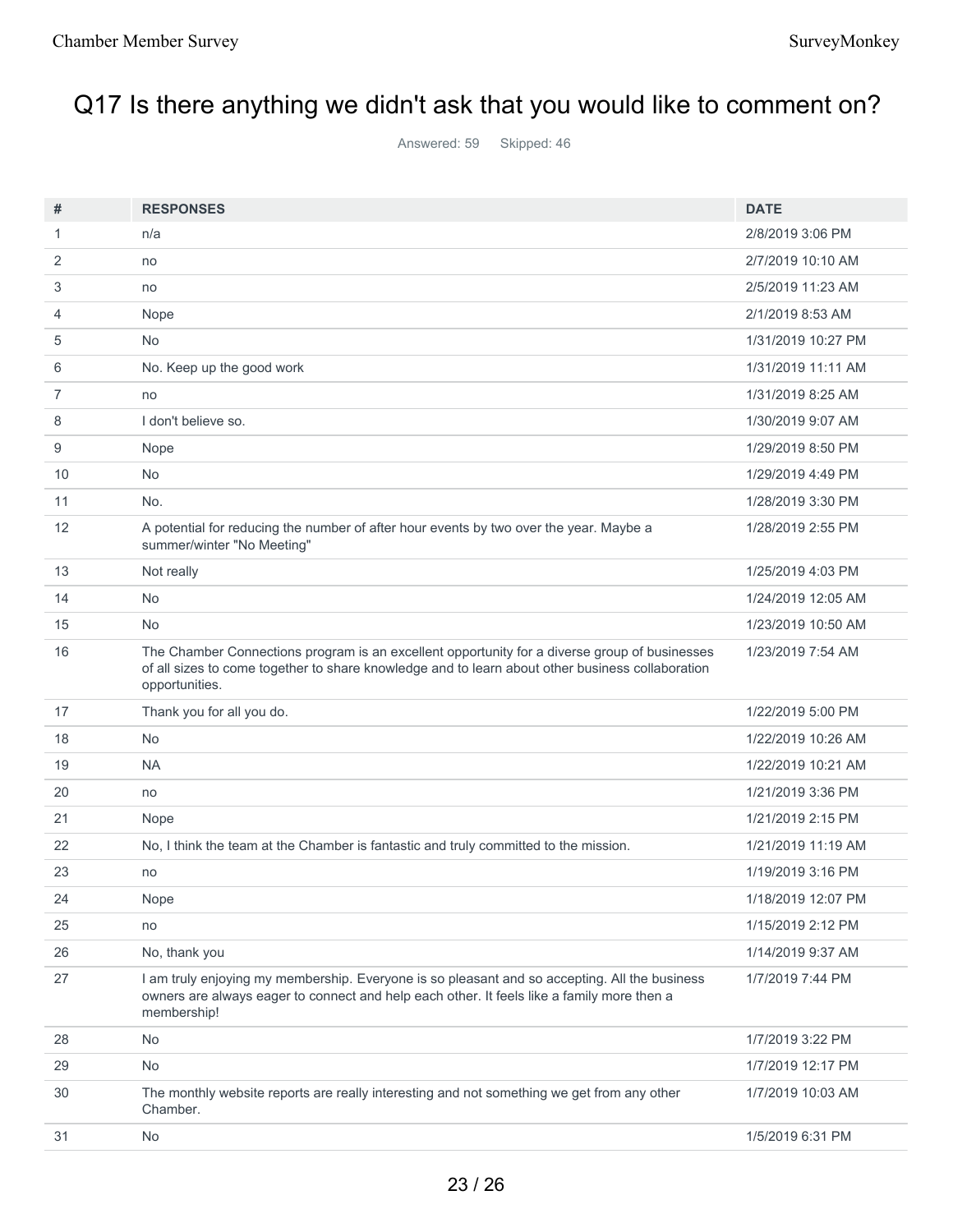# Q17 Is there anything we didn't ask that you would like to comment on?

Answered: 59 Skipped: 46

| # | RESPONSES | DATE |
|---|---|---|
| 1 | n/a | 2/8/2019 3:06 PM |
| 2 | no | 2/7/2019 10:10 AM |
| 3 | no | 2/5/2019 11:23 AM |
| 4 | Nope | 2/1/2019 8:53 AM |
| 5 | No | 1/31/2019 10:27 PM |
| 6 | No. Keep up the good work | 1/31/2019 11:11 AM |
| 7 | no | 1/31/2019 8:25 AM |
| 8 | I don't believe so. | 1/30/2019 9:07 AM |
| 9 | Nope | 1/29/2019 8:50 PM |
| 10 | No | 1/29/2019 4:49 PM |
| 11 | No. | 1/28/2019 3:30 PM |
| 12 | A potential for reducing the number of after hour events by two over the year. Maybe a summer/winter "No Meeting" | 1/28/2019 2:55 PM |
| 13 | Not really | 1/25/2019 4:03 PM |
| 14 | No | 1/24/2019 12:05 AM |
| 15 | No | 1/23/2019 10:50 AM |
| 16 | The Chamber Connections program is an excellent opportunity for a diverse group of businesses of all sizes to come together to share knowledge and to learn about other business collaboration opportunities. | 1/23/2019 7:54 AM |
| 17 | Thank you for all you do. | 1/22/2019 5:00 PM |
| 18 | No | 1/22/2019 10:26 AM |
| 19 | NA | 1/22/2019 10:21 AM |
| 20 | no | 1/21/2019 3:36 PM |
| 21 | Nope | 1/21/2019 2:15 PM |
| 22 | No, I think the team at the Chamber is fantastic and truly committed to the mission. | 1/21/2019 11:19 AM |
| 23 | no | 1/19/2019 3:16 PM |
| 24 | Nope | 1/18/2019 12:07 PM |
| 25 | no | 1/15/2019 2:12 PM |
| 26 | No, thank you | 1/14/2019 9:37 AM |
| 27 | I am truly enjoying my membership. Everyone is so pleasant and so accepting. All the business owners are always eager to connect and help each other. It feels like a family more then a membership! | 1/7/2019 7:44 PM |
| 28 | No | 1/7/2019 3:22 PM |
| 29 | No | 1/7/2019 12:17 PM |
| 30 | The monthly website reports are really interesting and not something we get from any other Chamber. | 1/7/2019 10:03 AM |
| 31 | No | 1/5/2019 6:31 PM |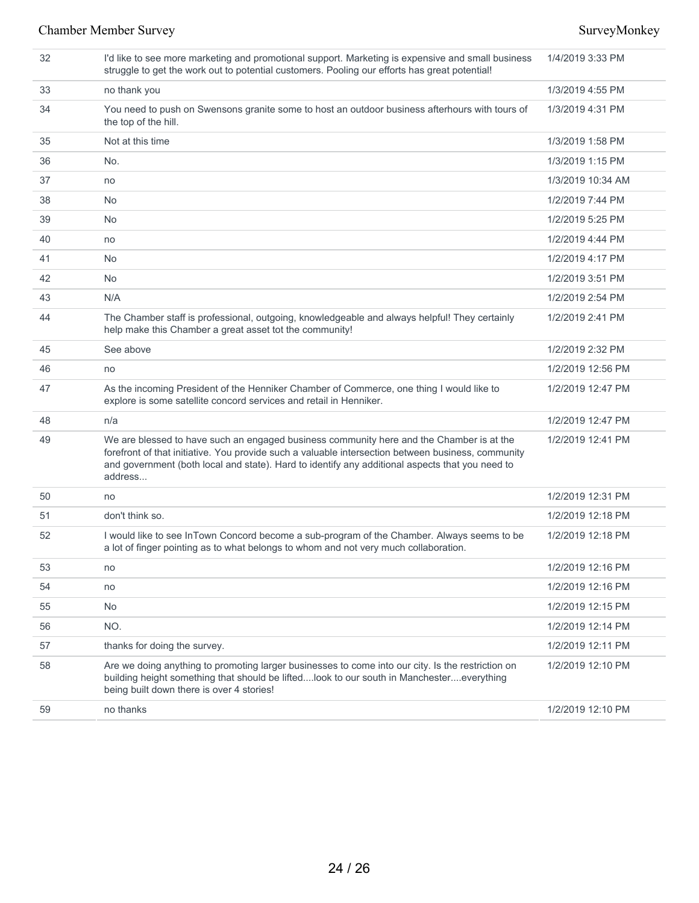| | | |
|---|---|---|
| 32 | I'd like to see more marketing and promotional support. Marketing is expensive and small business struggle to get the work out to potential customers. Pooling our efforts has great potential! | 1/4/2019 3:33 PM |
| 33 | no thank you | 1/3/2019 4:55 PM |
| 34 | You need to push on Swensons granite some to host an outdoor business afterhours with tours of the top of the hill. | 1/3/2019 4:31 PM |
| 35 | Not at this time | 1/3/2019 1:58 PM |
| 36 | No. | 1/3/2019 1:15 PM |
| 37 | no | 1/3/2019 10:34 AM |
| 38 | No | 1/2/2019 7:44 PM |
| 39 | No | 1/2/2019 5:25 PM |
| 40 | no | 1/2/2019 4:44 PM |
| 41 | No | 1/2/2019 4:17 PM |
| 42 | No | 1/2/2019 3:51 PM |
| 43 | N/A | 1/2/2019 2:54 PM |
| 44 | The Chamber staff is professional, outgoing, knowledgeable and always helpful! They certainly help make this Chamber a great asset tot the community! | 1/2/2019 2:41 PM |
| 45 | See above | 1/2/2019 2:32 PM |
| 46 | no | 1/2/2019 12:56 PM |
| 47 | As the incoming President of the Henniker Chamber of Commerce, one thing I would like to explore is some satellite concord services and retail in Henniker. | 1/2/2019 12:47 PM |
| 48 | n/a | 1/2/2019 12:47 PM |
| 49 | We are blessed to have such an engaged business community here and the Chamber is at the forefront of that initiative. You provide such a valuable intersection between business, community and government (both local and state). Hard to identify any additional aspects that you need to address... | 1/2/2019 12:41 PM |
| 50 | no | 1/2/2019 12:31 PM |
| 51 | don't think so. | 1/2/2019 12:18 PM |
| 52 | I would like to see InTown Concord become a sub-program of the Chamber. Always seems to be a lot of finger pointing as to what belongs to whom and not very much collaboration. | 1/2/2019 12:18 PM |
| 53 | no | 1/2/2019 12:16 PM |
| 54 | no | 1/2/2019 12:16 PM |
| 55 | No | 1/2/2019 12:15 PM |
| 56 | NO. | 1/2/2019 12:14 PM |
| 57 | thanks for doing the survey. | 1/2/2019 12:11 PM |
| 58 | Are we doing anything to promoting larger businesses to come into our city. Is the restriction on building height something that should be lifted....look to our south in Manchester....everything being built down there is over 4 stories! | 1/2/2019 12:10 PM |
| 59 | no thanks | 1/2/2019 12:10 PM |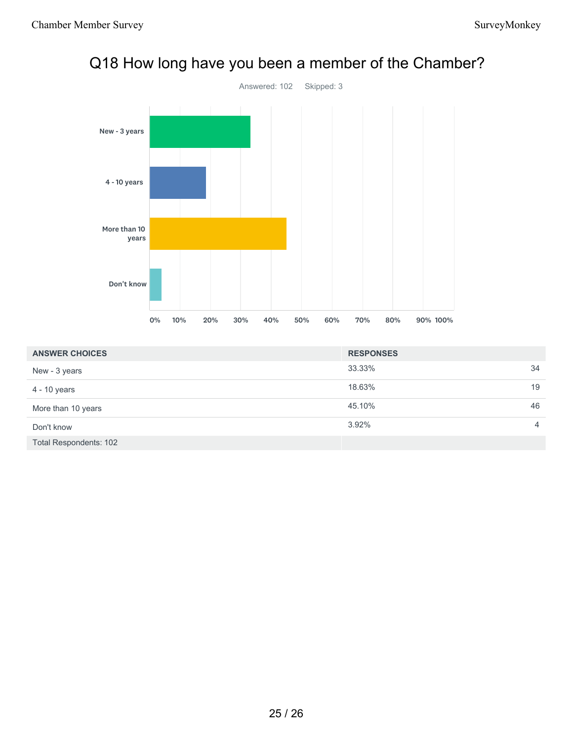# Q18 How long have you been a member of the Chamber?

Answered: 102 Skipped: 3

| ANSWER CHOICES | RESPONSES | |
|---|---|---|
| New - 3 years | 33.33% | 34 |
| 4 - 10 years | 18.63% | 19 |
| More than 10 years | 45.10% | 46 |
| Don't know | 3.92% | 4 |
| Total Respondents: 102 | | |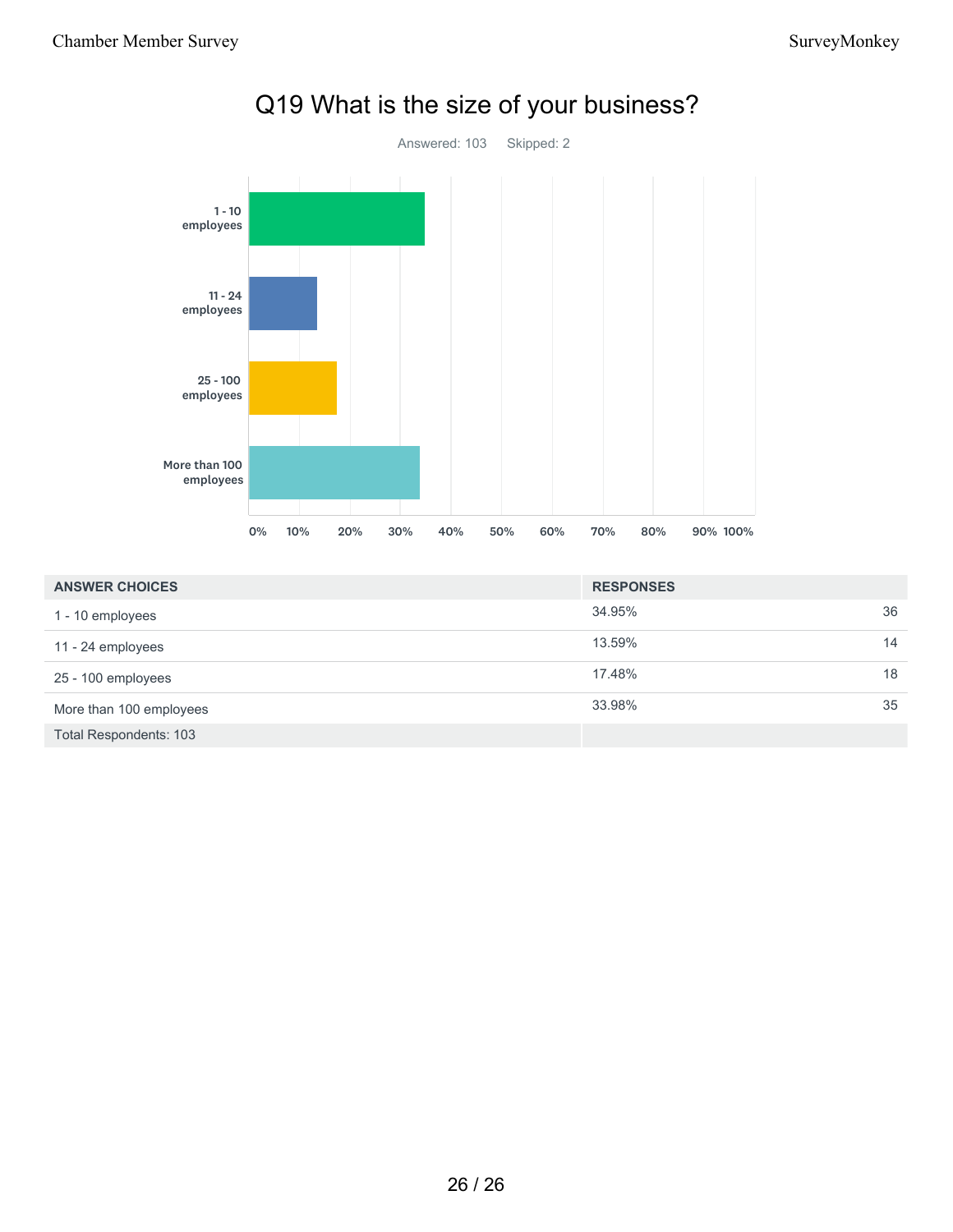# Q19 What is the size of your business?

Answered: 103 Skipped: 2

1 - 10 employees

11 - 24 employees

25 - 100 employees

More than 100 employees

0% 10% 20% 30% 40% 50% 60% 70% 80% 90% 100%

| ANSWER CHOICES | RESPONSES | |
|---|---|---|
| 1 - 10 employees | 34.95% | 36 |
| 11 - 24 employees | 13.59% | 14 |
| 25 - 100 employees | 17.48% | 18 |
| More than 100 employees | 33.98% | 35 |
| Total Respondents: 103 | | |